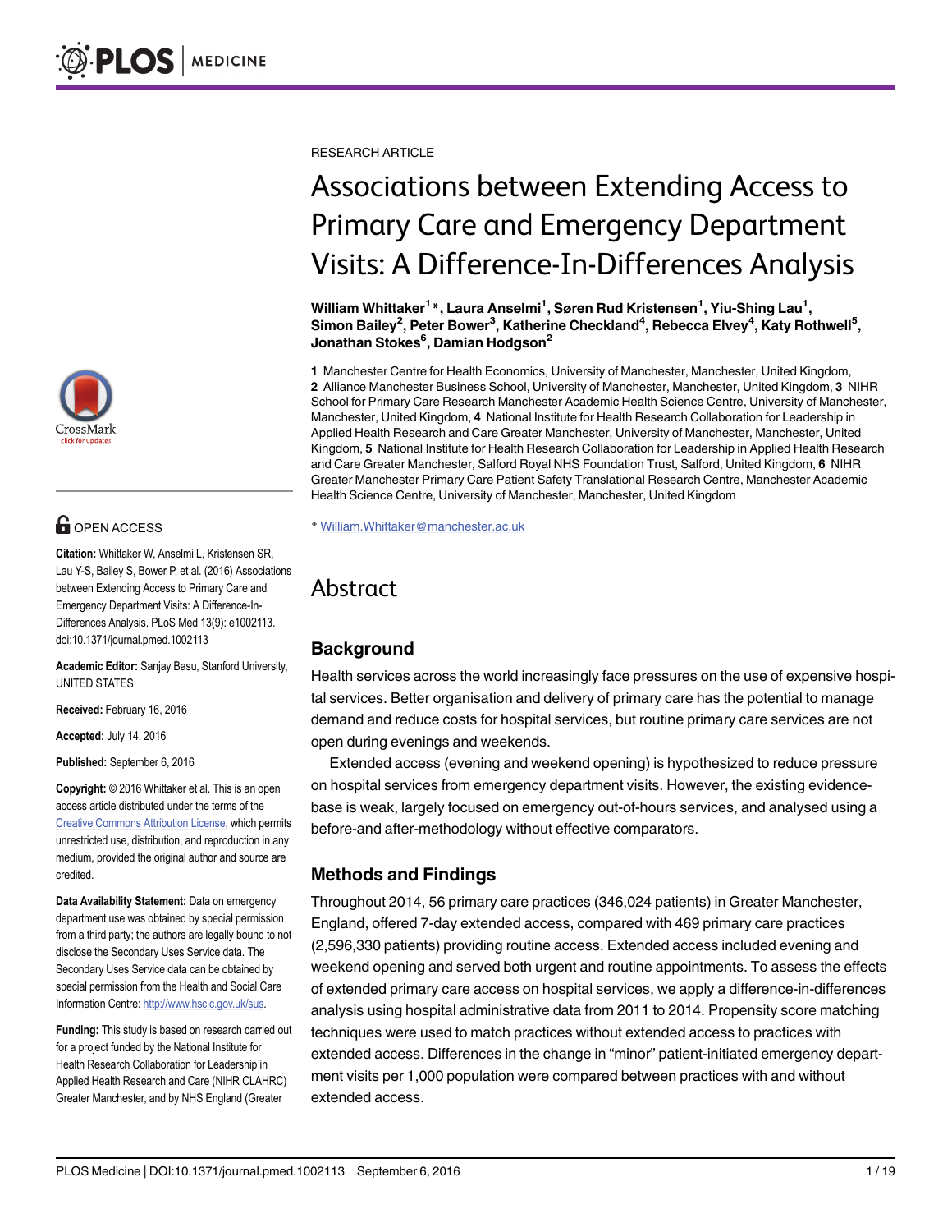RESEARCH ARTICLE

# Associations between Extending Access to Primary Care and Emergency Department Visits: A Difference-In-Differences Analysis

**William Whittaker[1]\*, Laura Anselmi[1], Søren Rud Kristensen[1], Yiu-Shing Lau[1], Simon Bailey[2], Peter Bower[3], Katherine Checkland[4], Rebecca Elvey[4], Katy Rothwell[5], Jonathan Stokes[6], Damian Hodgson[2]**

**1** Manchester Centre for Health Economics, University of Manchester, Manchester, United Kingdom, **2** Alliance Manchester Business School, University of Manchester, Manchester, United Kingdom, **3** NIHR School for Primary Care Research Manchester Academic Health Science Centre, University of Manchester, Manchester, United Kingdom, **4** National Institute for Health Research Collaboration for Leadership in Applied Health Research and Care Greater Manchester, University of Manchester, Manchester, United Kingdom, **5** National Institute for Health Research Collaboration for Leadership in Applied Health Research and Care Greater Manchester, Salford Royal NHS Foundation Trust, Salford, United Kingdom, **6** NIHR Greater Manchester Primary Care Patient Safety Translational Research Centre, Manchester Academic Health Science Centre, University of Manchester, Manchester, United Kingdom

\* William.Whittaker@manchester.ac.uk

OPEN ACCESS

**Citation:** Whittaker W, Anselmi L, Kristensen SR, Lau Y-S, Bailey S, Bower P, et al. (2016) Associations between Extending Access to Primary Care and Emergency Department Visits: A Difference-In-Differences Analysis. PLoS Med 13(9): e1002113. doi:10.1371/journal.pmed.1002113

**Academic Editor:** Sanjay Basu, Stanford University, UNITED STATES

**Received:** February 16, 2016

**Accepted:** July 14, 2016

**Published:** September 6, 2016

**Copyright:** © 2016 Whittaker et al. This is an open access article distributed under the terms of the Creative Commons Attribution License, which permits unrestricted use, distribution, and reproduction in any medium, provided the original author and source are credited.

**Data Availability Statement:** Data on emergency department use was obtained by special permission from a third party; the authors are legally bound to not disclose the Secondary Uses Service data. The Secondary Uses Service data can be obtained by special permission from the Health and Social Care Information Centre: http://www.hscic.gov.uk/sus.

**Funding:** This study is based on research carried out for a project funded by the National Institute for Health Research Collaboration for Leadership in Applied Health Research and Care (NIHR CLAHRC) Greater Manchester, and by NHS England (Greater

## Abstract

### Background

Health services across the world increasingly face pressures on the use of expensive hospital services. Better organisation and delivery of primary care has the potential to manage demand and reduce costs for hospital services, but routine primary care services are not open during evenings and weekends.

Extended access (evening and weekend opening) is hypothesized to reduce pressure on hospital services from emergency department visits. However, the existing evidence-base is weak, largely focused on emergency out-of-hours services, and analysed using a before-and-after-methodology without effective comparators.

### Methods and Findings

Throughout 2014, 56 primary care practices (346,024 patients) in Greater Manchester, England, offered 7-day extended access, compared with 469 primary care practices (2,596,330 patients) providing routine access. Extended access included evening and weekend opening and served both urgent and routine appointments. To assess the effects of extended primary care access on hospital services, we apply a difference-in-differences analysis using hospital administrative data from 2011 to 2014. Propensity score matching techniques were used to match practices without extended access to practices with extended access. Differences in the change in "minor" patient-initiated emergency department visits per 1,000 population were compared between practices with and without extended access.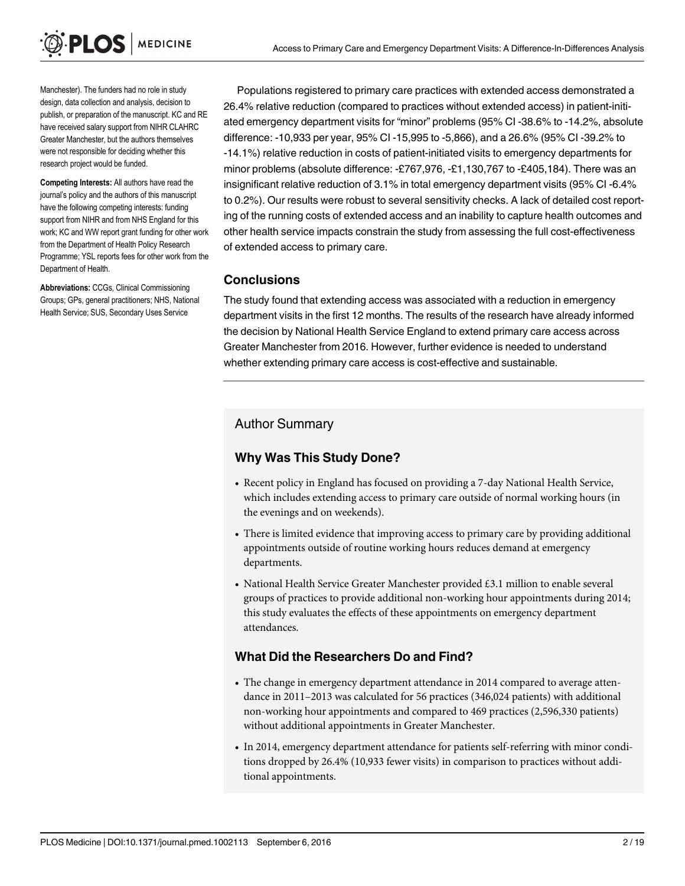Manchester). The funders had no role in study design, data collection and analysis, decision to publish, or preparation of the manuscript. KC and RE have received salary support from NIHR CLAHRC Greater Manchester, but the authors themselves were not responsible for deciding whether this research project would be funded.

**Competing Interests:** All authors have read the journal's policy and the authors of this manuscript have the following competing interests: funding support from NIHR and from NHS England for this work; KC and WW report grant funding for other work from the Department of Health Policy Research Programme; YSL reports fees for other work from the Department of Health.

**Abbreviations:** CCGs, Clinical Commissioning Groups; GPs, general practitioners; NHS, National Health Service; SUS, Secondary Uses Service

Populations registered to primary care practices with extended access demonstrated a 26.4% relative reduction (compared to practices without extended access) in patient-initiated emergency department visits for "minor" problems (95% CI -38.6% to -14.2%, absolute difference: -10,933 per year, 95% CI -15,995 to -5,866), and a 26.6% (95% CI -39.2% to -14.1%) relative reduction in costs of patient-initiated visits to emergency departments for minor problems (absolute difference: -£767,976, -£1,130,767 to -£405,184). There was an insignificant relative reduction of 3.1% in total emergency department visits (95% CI -6.4% to 0.2%). Our results were robust to several sensitivity checks. A lack of detailed cost reporting of the running costs of extended access and an inability to capture health outcomes and other health service impacts constrain the study from assessing the full cost-effectiveness of extended access to primary care.

### Conclusions

The study found that extending access was associated with a reduction in emergency department visits in the first 12 months. The results of the research have already informed the decision by National Health Service England to extend primary care access across Greater Manchester from 2016. However, further evidence is needed to understand whether extending primary care access is cost-effective and sustainable.

## Author Summary

### Why Was This Study Done?

- Recent policy in England has focused on providing a 7-day National Health Service, which includes extending access to primary care outside of normal working hours (in the evenings and on weekends).
- There is limited evidence that improving access to primary care by providing additional appointments outside of routine working hours reduces demand at emergency departments.
- National Health Service Greater Manchester provided £3.1 million to enable several groups of practices to provide additional non-working hour appointments during 2014; this study evaluates the effects of these appointments on emergency department attendances.

### What Did the Researchers Do and Find?

- The change in emergency department attendance in 2014 compared to average attendance in 2011–2013 was calculated for 56 practices (346,024 patients) with additional non-working hour appointments and compared to 469 practices (2,596,330 patients) without additional appointments in Greater Manchester.
- In 2014, emergency department attendance for patients self-referring with minor conditions dropped by 26.4% (10,933 fewer visits) in comparison to practices without additional appointments.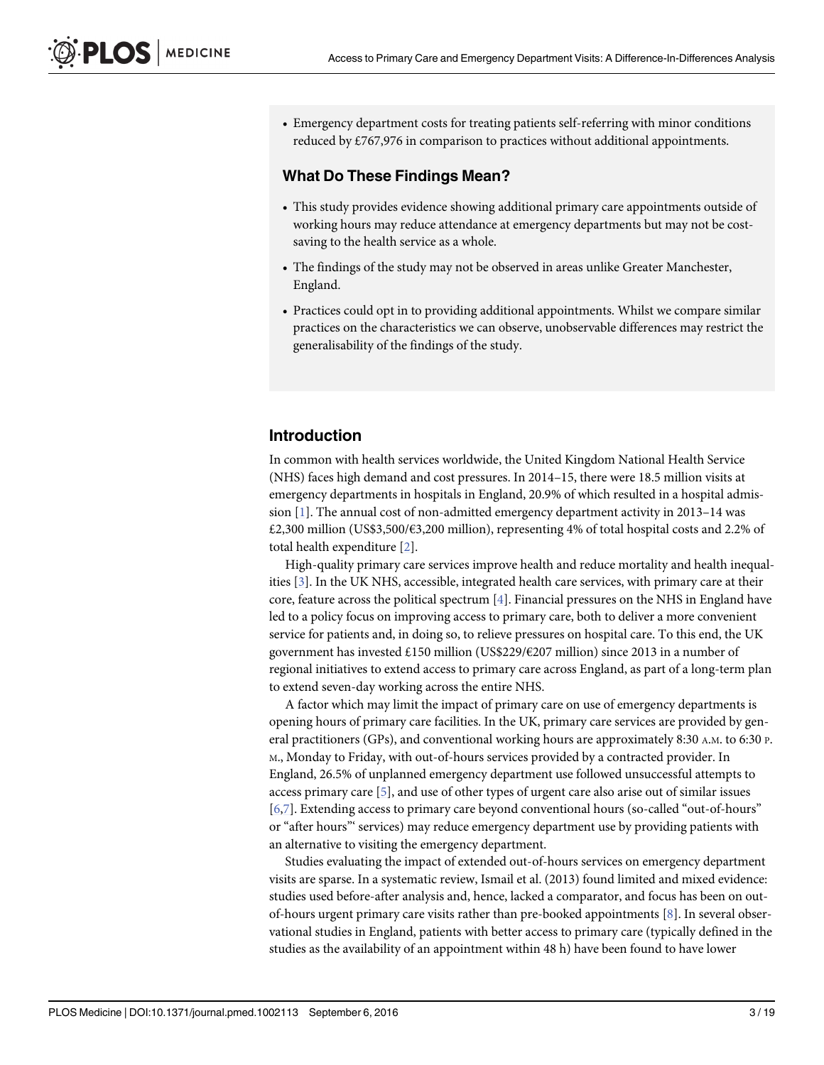- Emergency department costs for treating patients self-referring with minor conditions reduced by £767,976 in comparison to practices without additional appointments.

### What Do These Findings Mean?

- This study provides evidence showing additional primary care appointments outside of working hours may reduce attendance at emergency departments but may not be cost-saving to the health service as a whole.
- The findings of the study may not be observed in areas unlike Greater Manchester, England.
- Practices could opt in to providing additional appointments. Whilst we compare similar practices on the characteristics we can observe, unobservable differences may restrict the generalisability of the findings of the study.

## Introduction

In common with health services worldwide, the United Kingdom National Health Service (NHS) faces high demand and cost pressures. In 2014–15, there were 18.5 million visits at emergency departments in hospitals in England, 20.9% of which resulted in a hospital admission [1]. The annual cost of non-admitted emergency department activity in 2013–14 was £2,300 million (US$3,500/€3,200 million), representing 4% of total hospital costs and 2.2% of total health expenditure [2].

High-quality primary care services improve health and reduce mortality and health inequalities [3]. In the UK NHS, accessible, integrated health care services, with primary care at their core, feature across the political spectrum [4]. Financial pressures on the NHS in England have led to a policy focus on improving access to primary care, both to deliver a more convenient service for patients and, in doing so, to relieve pressures on hospital care. To this end, the UK government has invested £150 million (US$229/€207 million) since 2013 in a number of regional initiatives to extend access to primary care across England, as part of a long-term plan to extend seven-day working across the entire NHS.

A factor which may limit the impact of primary care on use of emergency departments is opening hours of primary care facilities. In the UK, primary care services are provided by general practitioners (GPs), and conventional working hours are approximately 8:30 A.M. to 6:30 P.M., Monday to Friday, with out-of-hours services provided by a contracted provider. In England, 26.5% of unplanned emergency department use followed unsuccessful attempts to access primary care [5], and use of other types of urgent care also arise out of similar issues [6,7]. Extending access to primary care beyond conventional hours (so-called "out-of-hours" or "after hours"' services) may reduce emergency department use by providing patients with an alternative to visiting the emergency department.

Studies evaluating the impact of extended out-of-hours services on emergency department visits are sparse. In a systematic review, Ismail et al. (2013) found limited and mixed evidence: studies used before-after analysis and, hence, lacked a comparator, and focus has been on out-of-hours urgent primary care visits rather than pre-booked appointments [8]. In several observational studies in England, patients with better access to primary care (typically defined in the studies as the availability of an appointment within 48 h) have been found to have lower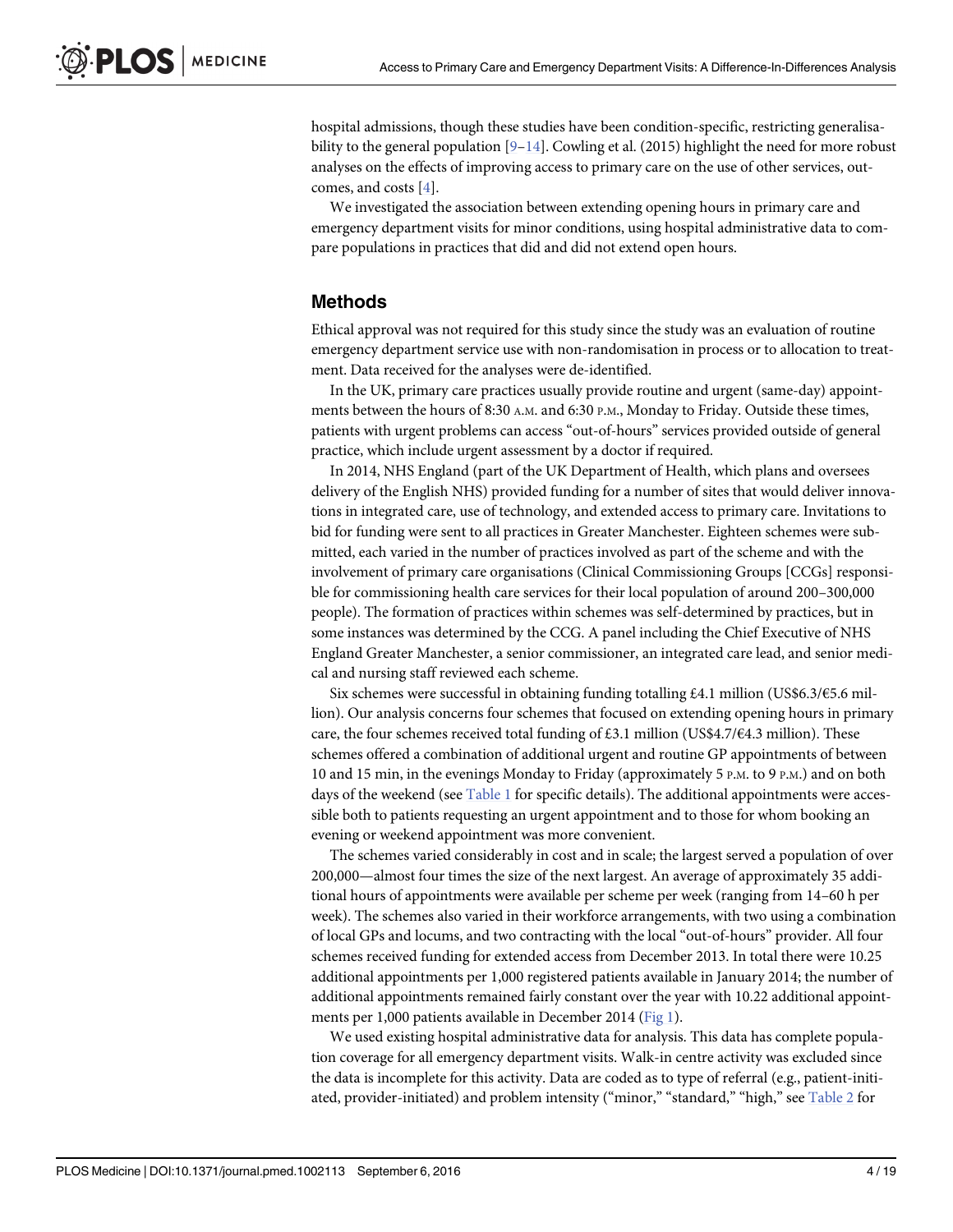hospital admissions, though these studies have been condition-specific, restricting generalisability to the general population [9–14]. Cowling et al. (2015) highlight the need for more robust analyses on the effects of improving access to primary care on the use of other services, outcomes, and costs [4].

We investigated the association between extending opening hours in primary care and emergency department visits for minor conditions, using hospital administrative data to compare populations in practices that did and did not extend open hours.

## Methods

Ethical approval was not required for this study since the study was an evaluation of routine emergency department service use with non-randomisation in process or to allocation to treatment. Data received for the analyses were de-identified.

In the UK, primary care practices usually provide routine and urgent (same-day) appointments between the hours of 8:30 A.M. and 6:30 P.M., Monday to Friday. Outside these times, patients with urgent problems can access "out-of-hours" services provided outside of general practice, which include urgent assessment by a doctor if required.

In 2014, NHS England (part of the UK Department of Health, which plans and oversees delivery of the English NHS) provided funding for a number of sites that would deliver innovations in integrated care, use of technology, and extended access to primary care. Invitations to bid for funding were sent to all practices in Greater Manchester. Eighteen schemes were submitted, each varied in the number of practices involved as part of the scheme and with the involvement of primary care organisations (Clinical Commissioning Groups [CCGs] responsible for commissioning health care services for their local population of around 200–300,000 people). The formation of practices within schemes was self-determined by practices, but in some instances was determined by the CCG. A panel including the Chief Executive of NHS England Greater Manchester, a senior commissioner, an integrated care lead, and senior medical and nursing staff reviewed each scheme.

Six schemes were successful in obtaining funding totalling £4.1 million (US$6.3/€5.6 million). Our analysis concerns four schemes that focused on extending opening hours in primary care, the four schemes received total funding of £3.1 million (US$4.7/€4.3 million). These schemes offered a combination of additional urgent and routine GP appointments of between 10 and 15 min, in the evenings Monday to Friday (approximately 5 P.M. to 9 P.M.) and on both days of the weekend (see Table 1 for specific details). The additional appointments were accessible both to patients requesting an urgent appointment and to those for whom booking an evening or weekend appointment was more convenient.

The schemes varied considerably in cost and in scale; the largest served a population of over 200,000—almost four times the size of the next largest. An average of approximately 35 additional hours of appointments were available per scheme per week (ranging from 14–60 h per week). The schemes also varied in their workforce arrangements, with two using a combination of local GPs and locums, and two contracting with the local "out-of-hours" provider. All four schemes received funding for extended access from December 2013. In total there were 10.25 additional appointments per 1,000 registered patients available in January 2014; the number of additional appointments remained fairly constant over the year with 10.22 additional appointments per 1,000 patients available in December 2014 (Fig 1).

We used existing hospital administrative data for analysis. This data has complete population coverage for all emergency department visits. Walk-in centre activity was excluded since the data is incomplete for this activity. Data are coded as to type of referral (e.g., patient-initiated, provider-initiated) and problem intensity ("minor," "standard," "high," see Table 2 for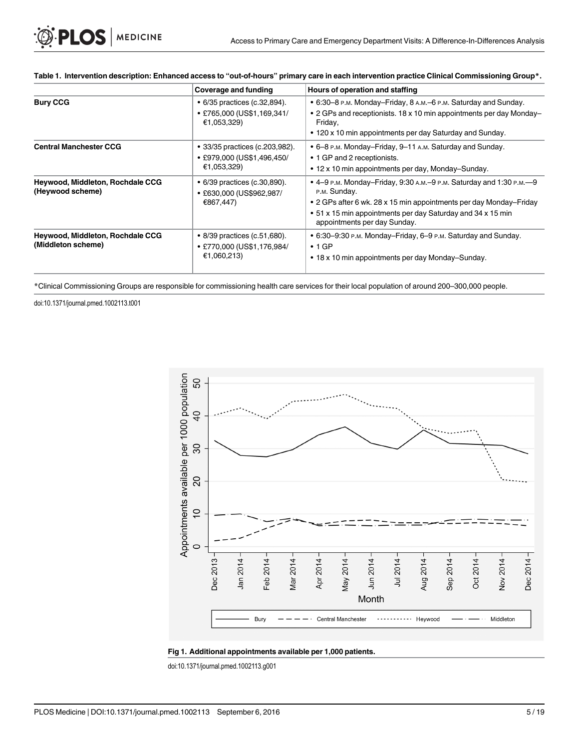**Table 1. Intervention description: Enhanced access to "out-of-hours" primary care in each intervention practice Clinical Commissioning Group\*.**

| | Coverage and funding | Hours of operation and staffing |
|---|---|---|
| **Bury CCG** | • 6/35 practices (c.32,894).<br>• £765,000 (US$1,169,341/ €1,053,329) | • 6:30–8 P.M. Monday–Friday, 8 A.M.–6 P.M. Saturday and Sunday.<br>• 2 GPs and receptionists. 18 x 10 min appointments per day Monday–Friday,<br>• 120 x 10 min appointments per day Saturday and Sunday. |
| **Central Manchester CCG** | • 33/35 practices (c.203,982).<br>• £979,000 (US$1,496,450/ €1,053,329) | • 6–8 P.M. Monday–Friday, 9–11 A.M. Saturday and Sunday.<br>• 1 GP and 2 receptionists.<br>• 12 x 10 min appointments per day, Monday–Sunday. |
| **Heywood, Middleton, Rochdale CCG (Heywood scheme)** | • 6/39 practices (c.30,890).<br>• £630,000 (US$962,987/ €867,447) | • 4–9 P.M. Monday–Friday, 9:30 A.M.–9 P.M. Saturday and 1:30 P.M.—9 P.M. Sunday.<br>• 2 GPs after 6 wk. 28 x 15 min appointments per day Monday–Friday<br>• 51 x 15 min appointments per day Saturday and 34 x 15 min appointments per day Sunday. |
| **Heywood, Middleton, Rochdale CCG (Middleton scheme)** | • 8/39 practices (c.51,680).<br>• £770,000 (US$1,176,984/ €1,060,213) | • 6:30–9:30 P.M. Monday–Friday, 6–9 P.M. Saturday and Sunday.<br>• 1 GP<br>• 18 x 10 min appointments per day Monday–Sunday. |

\*Clinical Commissioning Groups are responsible for commissioning health care services for their local population of around 200–300,000 people.

doi:10.1371/journal.pmed.1002113.t001

**Fig 1. Additional appointments available per 1,000 patients.**

doi:10.1371/journal.pmed.1002113.g001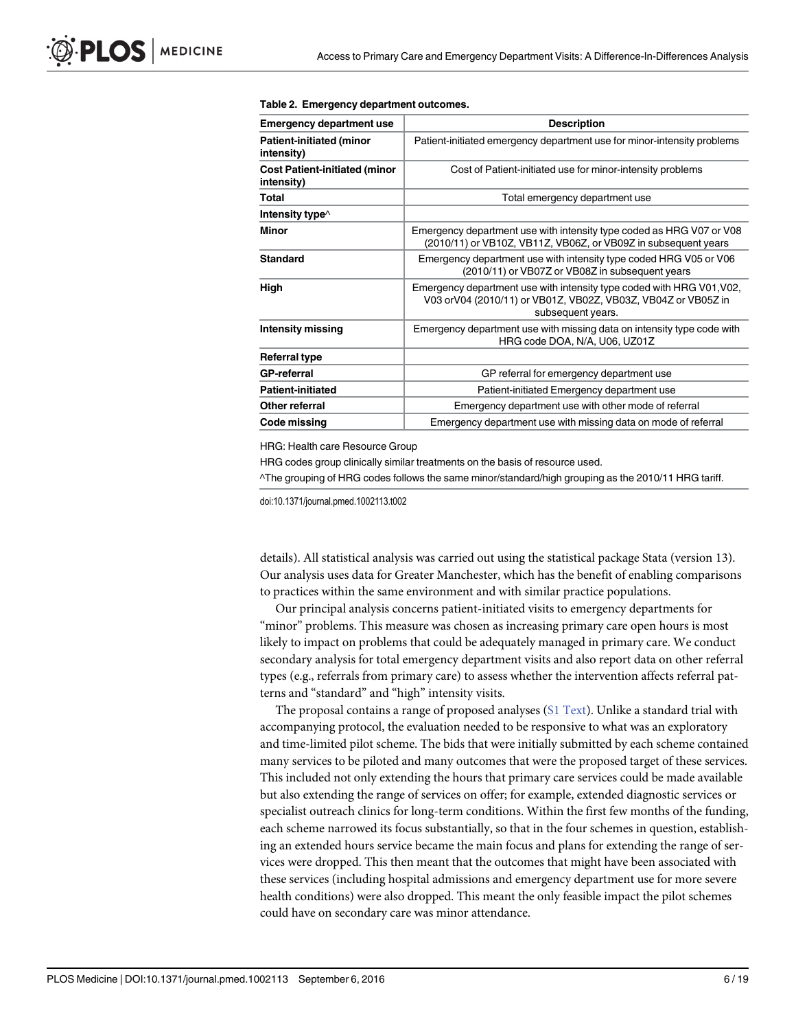**Table 2. Emergency department outcomes.**

| Emergency department use | Description |
| --- | --- |
| **Patient-initiated (minor intensity)** | Patient-initiated emergency department use for minor-intensity problems |
| **Cost Patient-initiated (minor intensity)** | Cost of Patient-initiated use for minor-intensity problems |
| **Total** | Total emergency department use |
| **Intensity type^** | |
| **Minor** | Emergency department use with intensity type coded as HRG V07 or V08 (2010/11) or VB10Z, VB11Z, VB06Z, or VB09Z in subsequent years |
| **Standard** | Emergency department use with intensity type coded HRG V05 or V06 (2010/11) or VB07Z or VB08Z in subsequent years |
| **High** | Emergency department use with intensity type coded with HRG V01,V02, V03 orV04 (2010/11) or VB01Z, VB02Z, VB03Z, VB04Z or VB05Z in subsequent years. |
| **Intensity missing** | Emergency department use with missing data on intensity type code with HRG code DOA, N/A, U06, UZ01Z |
| **Referral type** | |
| **GP-referral** | GP referral for emergency department use |
| **Patient-initiated** | Patient-initiated Emergency department use |
| **Other referral** | Emergency department use with other mode of referral |
| **Code missing** | Emergency department use with missing data on mode of referral |

HRG: Health care Resource Group

HRG codes group clinically similar treatments on the basis of resource used.

^The grouping of HRG codes follows the same minor/standard/high grouping as the 2010/11 HRG tariff.

doi:10.1371/journal.pmed.1002113.t002

details). All statistical analysis was carried out using the statistical package Stata (version 13). Our analysis uses data for Greater Manchester, which has the benefit of enabling comparisons to practices within the same environment and with similar practice populations.

Our principal analysis concerns patient-initiated visits to emergency departments for "minor" problems. This measure was chosen as increasing primary care open hours is most likely to impact on problems that could be adequately managed in primary care. We conduct secondary analysis for total emergency department visits and also report data on other referral types (e.g., referrals from primary care) to assess whether the intervention affects referral patterns and "standard" and "high" intensity visits.

The proposal contains a range of proposed analyses (S1 Text). Unlike a standard trial with accompanying protocol, the evaluation needed to be responsive to what was an exploratory and time-limited pilot scheme. The bids that were initially submitted by each scheme contained many services to be piloted and many outcomes that were the proposed target of these services. This included not only extending the hours that primary care services could be made available but also extending the range of services on offer; for example, extended diagnostic services or specialist outreach clinics for long-term conditions. Within the first few months of the funding, each scheme narrowed its focus substantially, so that in the four schemes in question, establishing an extended hours service became the main focus and plans for extending the range of services were dropped. This then meant that the outcomes that might have been associated with these services (including hospital admissions and emergency department use for more severe health conditions) were also dropped. This meant the only feasible impact the pilot schemes could have on secondary care was minor attendance.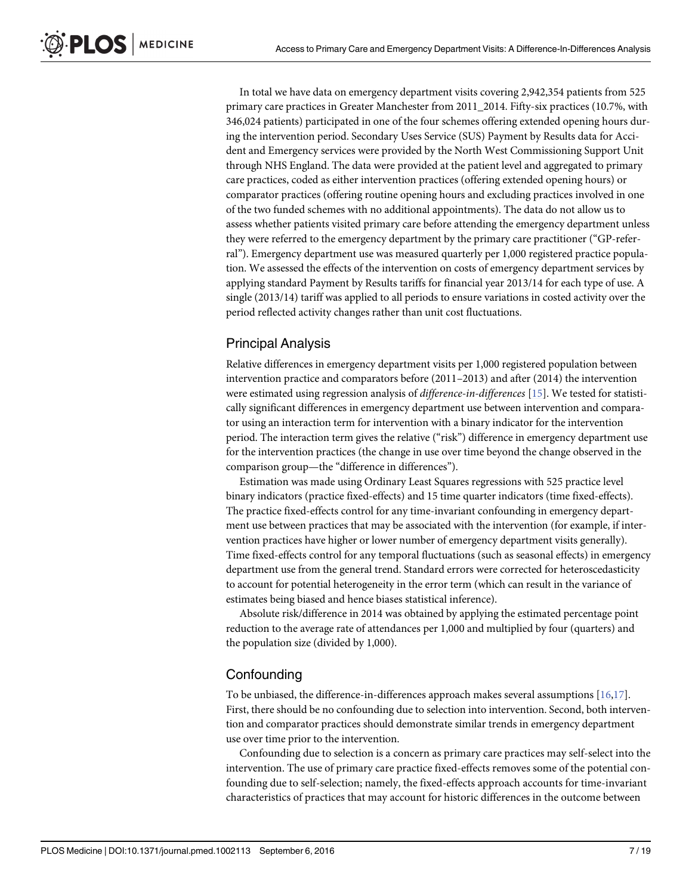In total we have data on emergency department visits covering 2,942,354 patients from 525 primary care practices in Greater Manchester from 2011_2014. Fifty-six practices (10.7%, with 346,024 patients) participated in one of the four schemes offering extended opening hours during the intervention period. Secondary Uses Service (SUS) Payment by Results data for Accident and Emergency services were provided by the North West Commissioning Support Unit through NHS England. The data were provided at the patient level and aggregated to primary care practices, coded as either intervention practices (offering extended opening hours) or comparator practices (offering routine opening hours and excluding practices involved in one of the two funded schemes with no additional appointments). The data do not allow us to assess whether patients visited primary care before attending the emergency department unless they were referred to the emergency department by the primary care practitioner ("GP-referral"). Emergency department use was measured quarterly per 1,000 registered practice population. We assessed the effects of the intervention on costs of emergency department services by applying standard Payment by Results tariffs for financial year 2013/14 for each type of use. A single (2013/14) tariff was applied to all periods to ensure variations in costed activity over the period reflected activity changes rather than unit cost fluctuations.

## Principal Analysis

Relative differences in emergency department visits per 1,000 registered population between intervention practice and comparators before (2011–2013) and after (2014) the intervention were estimated using regression analysis of *difference-in-differences* [15]. We tested for statistically significant differences in emergency department use between intervention and comparator using an interaction term for intervention with a binary indicator for the intervention period. The interaction term gives the relative ("risk") difference in emergency department use for the intervention practices (the change in use over time beyond the change observed in the comparison group—the "difference in differences").

Estimation was made using Ordinary Least Squares regressions with 525 practice level binary indicators (practice fixed-effects) and 15 time quarter indicators (time fixed-effects). The practice fixed-effects control for any time-invariant confounding in emergency department use between practices that may be associated with the intervention (for example, if intervention practices have higher or lower number of emergency department visits generally). Time fixed-effects control for any temporal fluctuations (such as seasonal effects) in emergency department use from the general trend. Standard errors were corrected for heteroscedasticity to account for potential heterogeneity in the error term (which can result in the variance of estimates being biased and hence biases statistical inference).

Absolute risk/difference in 2014 was obtained by applying the estimated percentage point reduction to the average rate of attendances per 1,000 and multiplied by four (quarters) and the population size (divided by 1,000).

## Confounding

To be unbiased, the difference-in-differences approach makes several assumptions [16,17]. First, there should be no confounding due to selection into intervention. Second, both intervention and comparator practices should demonstrate similar trends in emergency department use over time prior to the intervention.

Confounding due to selection is a concern as primary care practices may self-select into the intervention. The use of primary care practice fixed-effects removes some of the potential confounding due to self-selection; namely, the fixed-effects approach accounts for time-invariant characteristics of practices that may account for historic differences in the outcome between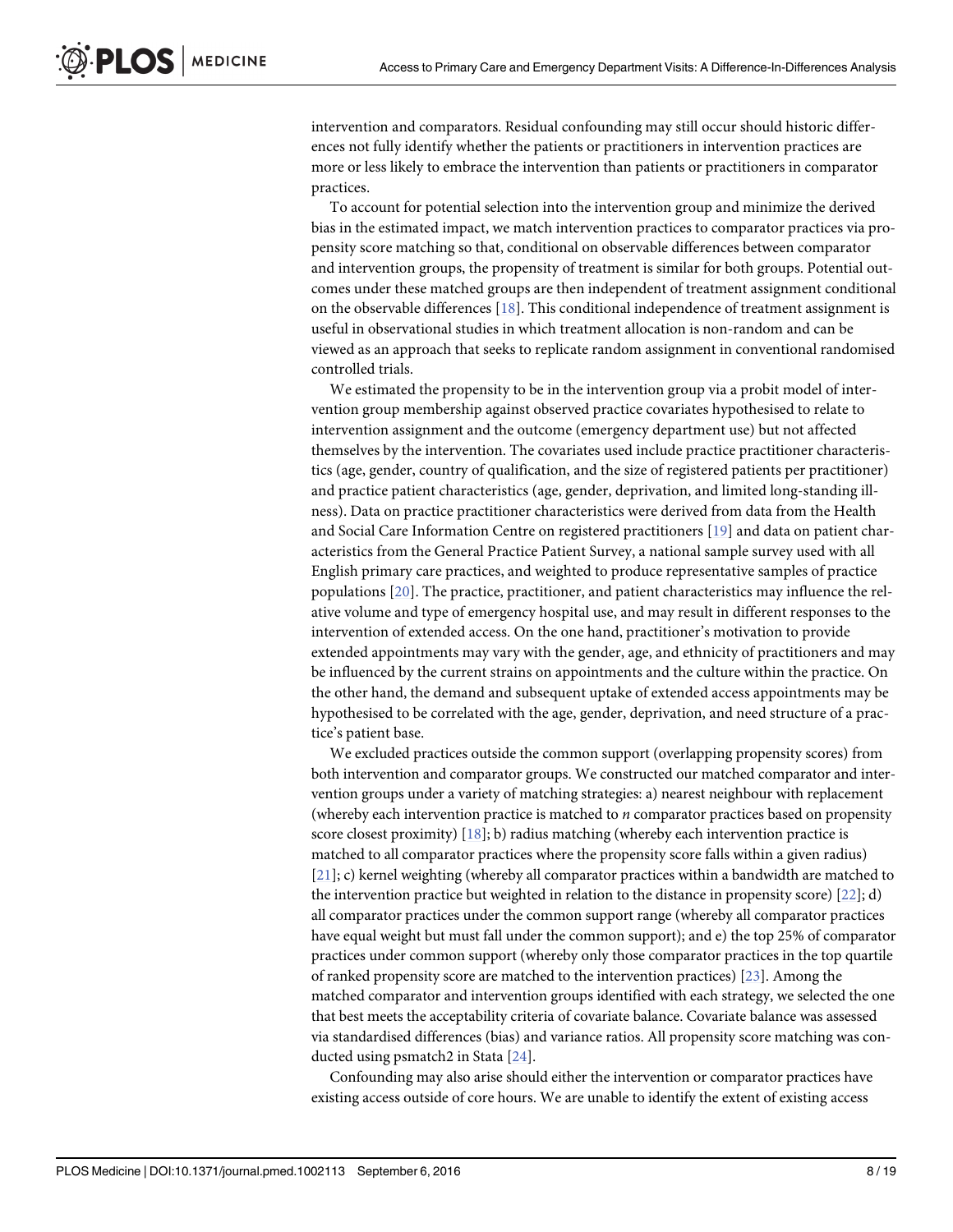intervention and comparators. Residual confounding may still occur should historic differences not fully identify whether the patients or practitioners in intervention practices are more or less likely to embrace the intervention than patients or practitioners in comparator practices.

To account for potential selection into the intervention group and minimize the derived bias in the estimated impact, we match intervention practices to comparator practices via propensity score matching so that, conditional on observable differences between comparator and intervention groups, the propensity of treatment is similar for both groups. Potential outcomes under these matched groups are then independent of treatment assignment conditional on the observable differences [18]. This conditional independence of treatment assignment is useful in observational studies in which treatment allocation is non-random and can be viewed as an approach that seeks to replicate random assignment in conventional randomised controlled trials.

We estimated the propensity to be in the intervention group via a probit model of intervention group membership against observed practice covariates hypothesised to relate to intervention assignment and the outcome (emergency department use) but not affected themselves by the intervention. The covariates used include practice practitioner characteristics (age, gender, country of qualification, and the size of registered patients per practitioner) and practice patient characteristics (age, gender, deprivation, and limited long-standing illness). Data on practice practitioner characteristics were derived from data from the Health and Social Care Information Centre on registered practitioners [19] and data on patient characteristics from the General Practice Patient Survey, a national sample survey used with all English primary care practices, and weighted to produce representative samples of practice populations [20]. The practice, practitioner, and patient characteristics may influence the relative volume and type of emergency hospital use, and may result in different responses to the intervention of extended access. On the one hand, practitioner's motivation to provide extended appointments may vary with the gender, age, and ethnicity of practitioners and may be influenced by the current strains on appointments and the culture within the practice. On the other hand, the demand and subsequent uptake of extended access appointments may be hypothesised to be correlated with the age, gender, deprivation, and need structure of a practice's patient base.

We excluded practices outside the common support (overlapping propensity scores) from both intervention and comparator groups. We constructed our matched comparator and intervention groups under a variety of matching strategies: a) nearest neighbour with replacement (whereby each intervention practice is matched to *n* comparator practices based on propensity score closest proximity) [18]; b) radius matching (whereby each intervention practice is matched to all comparator practices where the propensity score falls within a given radius) [21]; c) kernel weighting (whereby all comparator practices within a bandwidth are matched to the intervention practice but weighted in relation to the distance in propensity score) [22]; d) all comparator practices under the common support range (whereby all comparator practices have equal weight but must fall under the common support); and e) the top 25% of comparator practices under common support (whereby only those comparator practices in the top quartile of ranked propensity score are matched to the intervention practices) [23]. Among the matched comparator and intervention groups identified with each strategy, we selected the one that best meets the acceptability criteria of covariate balance. Covariate balance was assessed via standardised differences (bias) and variance ratios. All propensity score matching was conducted using psmatch2 in Stata [24].

Confounding may also arise should either the intervention or comparator practices have existing access outside of core hours. We are unable to identify the extent of existing access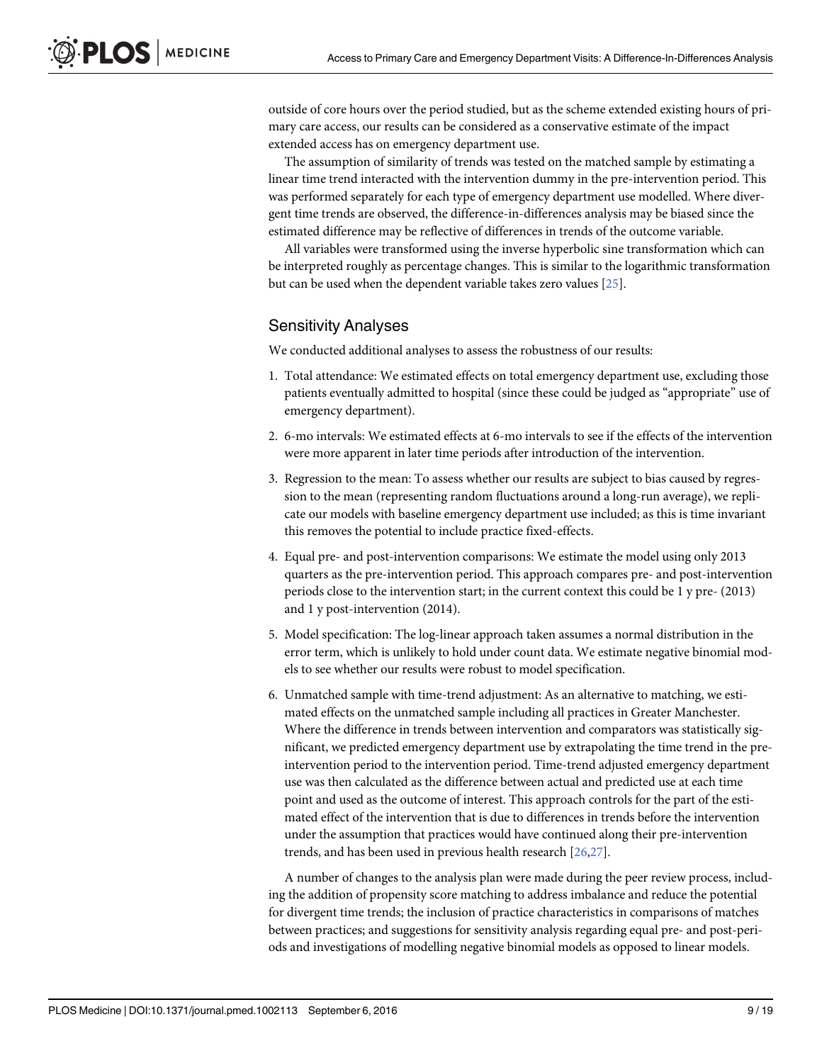outside of core hours over the period studied, but as the scheme extended existing hours of primary care access, our results can be considered as a conservative estimate of the impact extended access has on emergency department use.

The assumption of similarity of trends was tested on the matched sample by estimating a linear time trend interacted with the intervention dummy in the pre-intervention period. This was performed separately for each type of emergency department use modelled. Where divergent time trends are observed, the difference-in-differences analysis may be biased since the estimated difference may be reflective of differences in trends of the outcome variable.

All variables were transformed using the inverse hyperbolic sine transformation which can be interpreted roughly as percentage changes. This is similar to the logarithmic transformation but can be used when the dependent variable takes zero values [25].

## Sensitivity Analyses

We conducted additional analyses to assess the robustness of our results:

1. Total attendance: We estimated effects on total emergency department use, excluding those patients eventually admitted to hospital (since these could be judged as "appropriate" use of emergency department).
2. 6-mo intervals: We estimated effects at 6-mo intervals to see if the effects of the intervention were more apparent in later time periods after introduction of the intervention.
3. Regression to the mean: To assess whether our results are subject to bias caused by regression to the mean (representing random fluctuations around a long-run average), we replicate our models with baseline emergency department use included; as this is time invariant this removes the potential to include practice fixed-effects.
4. Equal pre- and post-intervention comparisons: We estimate the model using only 2013 quarters as the pre-intervention period. This approach compares pre- and post-intervention periods close to the intervention start; in the current context this could be 1 y pre- (2013) and 1 y post-intervention (2014).
5. Model specification: The log-linear approach taken assumes a normal distribution in the error term, which is unlikely to hold under count data. We estimate negative binomial models to see whether our results were robust to model specification.
6. Unmatched sample with time-trend adjustment: As an alternative to matching, we estimated effects on the unmatched sample including all practices in Greater Manchester. Where the difference in trends between intervention and comparators was statistically significant, we predicted emergency department use by extrapolating the time trend in the pre-intervention period to the intervention period. Time-trend adjusted emergency department use was then calculated as the difference between actual and predicted use at each time point and used as the outcome of interest. This approach controls for the part of the estimated effect of the intervention that is due to differences in trends before the intervention under the assumption that practices would have continued along their pre-intervention trends, and has been used in previous health research [26,27].

A number of changes to the analysis plan were made during the peer review process, including the addition of propensity score matching to address imbalance and reduce the potential for divergent time trends; the inclusion of practice characteristics in comparisons of matches between practices; and suggestions for sensitivity analysis regarding equal pre- and post-periods and investigations of modelling negative binomial models as opposed to linear models.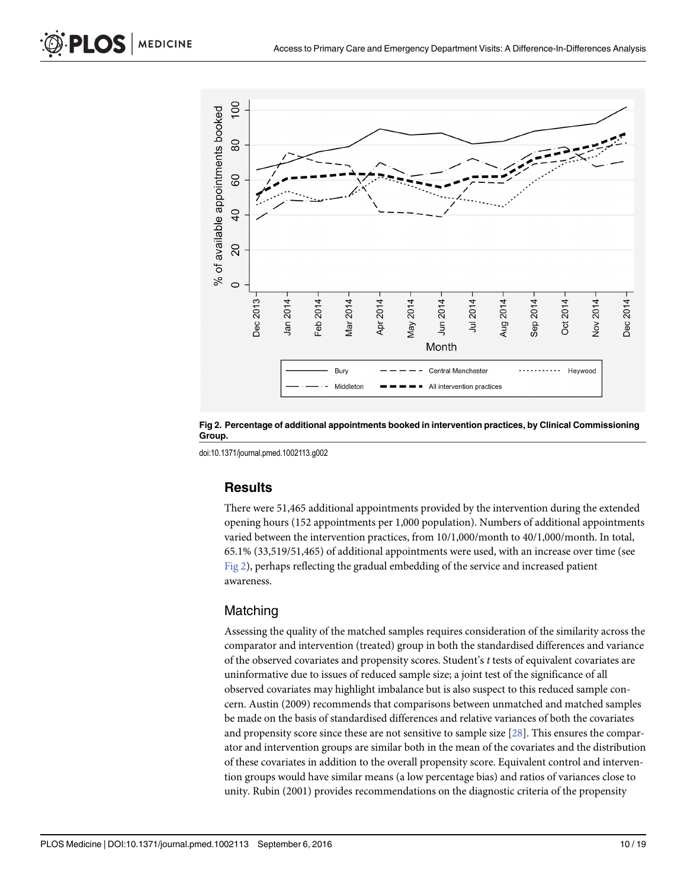Fig 2. Percentage of additional appointments booked in intervention practices, by Clinical Commissioning Group.

doi:10.1371/journal.pmed.1002113.g002

## Results

There were 51,465 additional appointments provided by the intervention during the extended opening hours (152 appointments per 1,000 population). Numbers of additional appointments varied between the intervention practices, from 10/1,000/month to 40/1,000/month. In total, 65.1% (33,519/51,465) of additional appointments were used, with an increase over time (see Fig 2), perhaps reflecting the gradual embedding of the service and increased patient awareness.

### Matching

Assessing the quality of the matched samples requires consideration of the similarity across the comparator and intervention (treated) group in both the standardised differences and variance of the observed covariates and propensity scores. Student's *t* tests of equivalent covariates are uninformative due to issues of reduced sample size; a joint test of the significance of all observed covariates may highlight imbalance but is also suspect to this reduced sample concern. Austin (2009) recommends that comparisons between unmatched and matched samples be made on the basis of standardised differences and relative variances of both the covariates and propensity score since these are not sensitive to sample size [28]. This ensures the comparator and intervention groups are similar both in the mean of the covariates and the distribution of these covariates in addition to the overall propensity score. Equivalent control and intervention groups would have similar means (a low percentage bias) and ratios of variances close to unity. Rubin (2001) provides recommendations on the diagnostic criteria of the propensity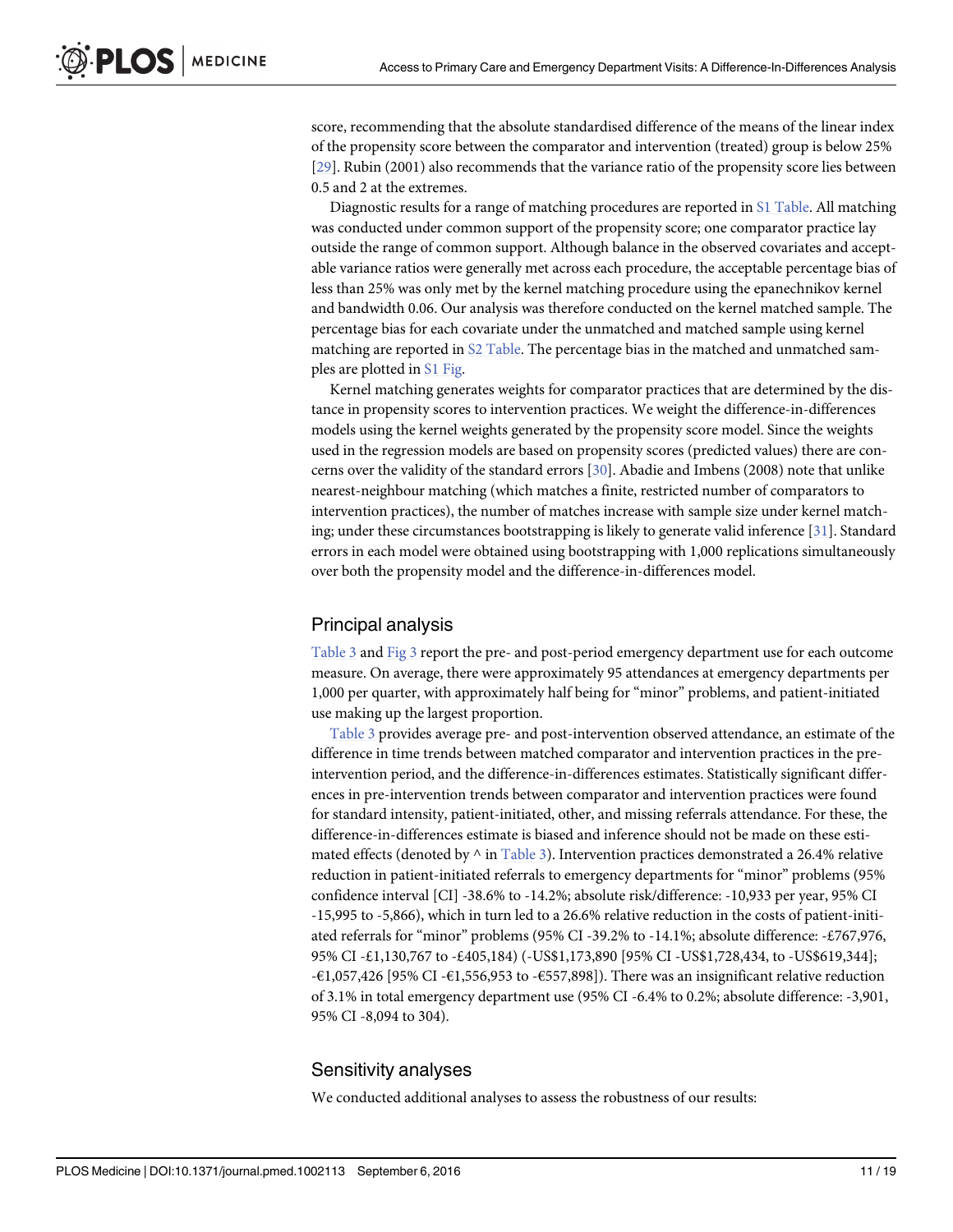score, recommending that the absolute standardised difference of the means of the linear index of the propensity score between the comparator and intervention (treated) group is below 25% [29]. Rubin (2001) also recommends that the variance ratio of the propensity score lies between 0.5 and 2 at the extremes.

Diagnostic results for a range of matching procedures are reported in S1 Table. All matching was conducted under common support of the propensity score; one comparator practice lay outside the range of common support. Although balance in the observed covariates and acceptable variance ratios were generally met across each procedure, the acceptable percentage bias of less than 25% was only met by the kernel matching procedure using the epanechnikov kernel and bandwidth 0.06. Our analysis was therefore conducted on the kernel matched sample. The percentage bias for each covariate under the unmatched and matched sample using kernel matching are reported in S2 Table. The percentage bias in the matched and unmatched samples are plotted in S1 Fig.

Kernel matching generates weights for comparator practices that are determined by the distance in propensity scores to intervention practices. We weight the difference-in-differences models using the kernel weights generated by the propensity score model. Since the weights used in the regression models are based on propensity scores (predicted values) there are concerns over the validity of the standard errors [30]. Abadie and Imbens (2008) note that unlike nearest-neighbour matching (which matches a finite, restricted number of comparators to intervention practices), the number of matches increase with sample size under kernel matching; under these circumstances bootstrapping is likely to generate valid inference [31]. Standard errors in each model were obtained using bootstrapping with 1,000 replications simultaneously over both the propensity model and the difference-in-differences model.

## Principal analysis

Table 3 and Fig 3 report the pre- and post-period emergency department use for each outcome measure. On average, there were approximately 95 attendances at emergency departments per 1,000 per quarter, with approximately half being for "minor" problems, and patient-initiated use making up the largest proportion.

Table 3 provides average pre- and post-intervention observed attendance, an estimate of the difference in time trends between matched comparator and intervention practices in the pre-intervention period, and the difference-in-differences estimates. Statistically significant differences in pre-intervention trends between comparator and intervention practices were found for standard intensity, patient-initiated, other, and missing referrals attendance. For these, the difference-in-differences estimate is biased and inference should not be made on these estimated effects (denoted by ^ in Table 3). Intervention practices demonstrated a 26.4% relative reduction in patient-initiated referrals to emergency departments for "minor" problems (95% confidence interval [CI] -38.6% to -14.2%; absolute risk/difference: -10,933 per year, 95% CI -15,995 to -5,866), which in turn led to a 26.6% relative reduction in the costs of patient-initiated referrals for "minor" problems (95% CI -39.2% to -14.1%; absolute difference: -£767,976, 95% CI -£1,130,767 to -£405,184) (-US$1,173,890 [95% CI -US$1,728,434, to -US$619,344]; -€1,057,426 [95% CI -€1,556,953 to -€557,898]). There was an insignificant relative reduction of 3.1% in total emergency department use (95% CI -6.4% to 0.2%; absolute difference: -3,901, 95% CI -8,094 to 304).

## Sensitivity analyses

We conducted additional analyses to assess the robustness of our results: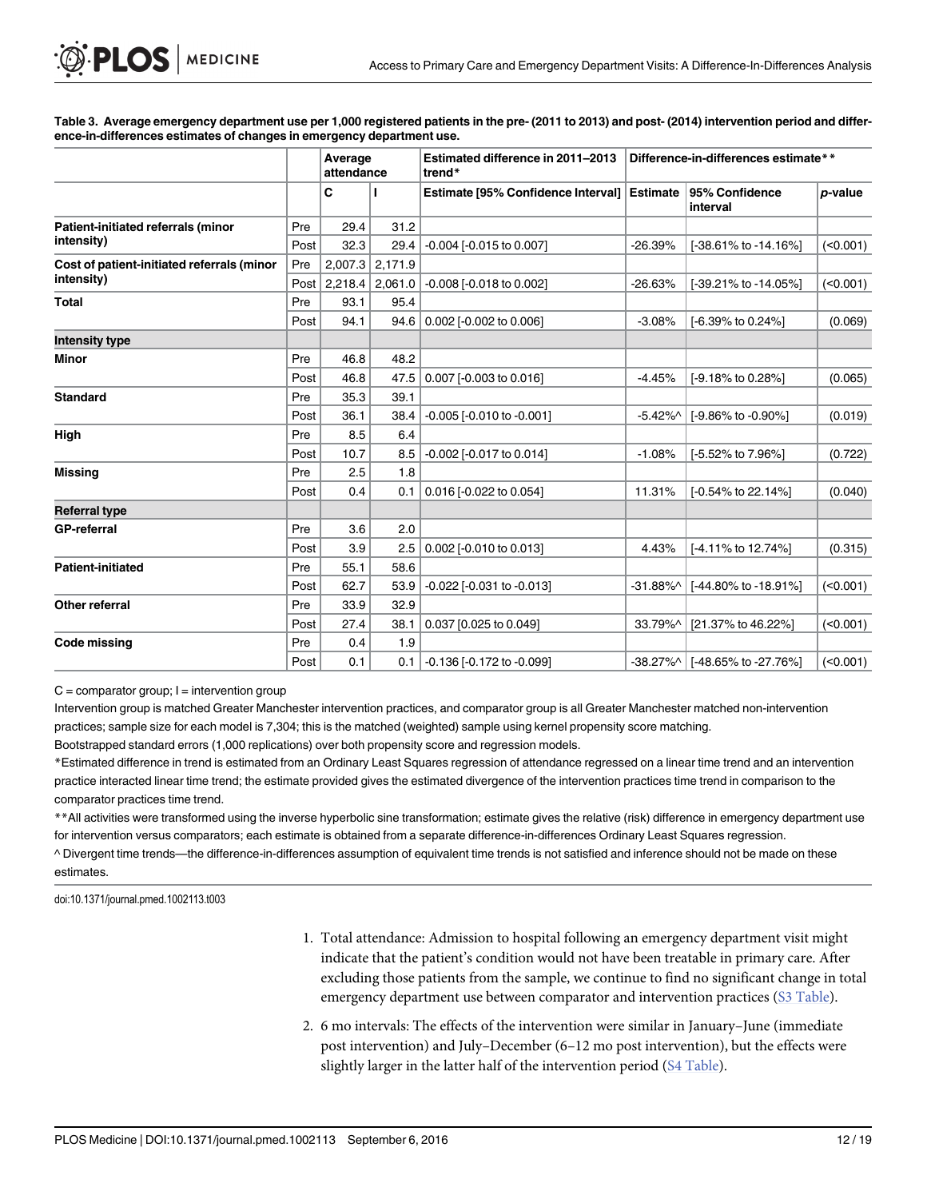**Table 3. Average emergency department use per 1,000 registered patients in the pre- (2011 to 2013) and post- (2014) intervention period and difference-in-differences estimates of changes in emergency department use.**

| | | Average attendance | | Estimated difference in 2011–2013 trend* | Difference-in-differences estimate** | | |
|---|---|---|---|---|---|---|---|
| | | C | I | Estimate [95% Confidence Interval] | Estimate | 95% Confidence interval | *p*-value |
| **Patient-initiated referrals (minor intensity)** | Pre | 29.4 | 31.2 | | | | |
| | Post | 32.3 | 29.4 | -0.004 [-0.015 to 0.007] | -26.39% | [-38.61% to -14.16%] | (<0.001) |
| **Cost of patient-initiated referrals (minor intensity)** | Pre | 2,007.3 | 2,171.9 | | | | |
| | Post | 2,218.4 | 2,061.0 | -0.008 [-0.018 to 0.002] | -26.63% | [-39.21% to -14.05%] | (<0.001) |
| **Total** | Pre | 93.1 | 95.4 | | | | |
| | Post | 94.1 | 94.6 | 0.002 [-0.002 to 0.006] | -3.08% | [-6.39% to 0.24%] | (0.069) |
| **Intensity type** | | | | | | | |
| **Minor** | Pre | 46.8 | 48.2 | | | | |
| | Post | 46.8 | 47.5 | 0.007 [-0.003 to 0.016] | -4.45% | [-9.18% to 0.28%] | (0.065) |
| **Standard** | Pre | 35.3 | 39.1 | | | | |
| | Post | 36.1 | 38.4 | -0.005 [-0.010 to -0.001] | -5.42%^ | [-9.86% to -0.90%] | (0.019) |
| **High** | Pre | 8.5 | 6.4 | | | | |
| | Post | 10.7 | 8.5 | -0.002 [-0.017 to 0.014] | -1.08% | [-5.52% to 7.96%] | (0.722) |
| **Missing** | Pre | 2.5 | 1.8 | | | | |
| | Post | 0.4 | 0.1 | 0.016 [-0.022 to 0.054] | 11.31% | [-0.54% to 22.14%] | (0.040) |
| **Referral type** | | | | | | | |
| **GP-referral** | Pre | 3.6 | 2.0 | | | | |
| | Post | 3.9 | 2.5 | 0.002 [-0.010 to 0.013] | 4.43% | [-4.11% to 12.74%] | (0.315) |
| **Patient-initiated** | Pre | 55.1 | 58.6 | | | | |
| | Post | 62.7 | 53.9 | -0.022 [-0.031 to -0.013] | -31.88%^ | [-44.80% to -18.91%] | (<0.001) |
| **Other referral** | Pre | 33.9 | 32.9 | | | | |
| | Post | 27.4 | 38.1 | 0.037 [0.025 to 0.049] | 33.79%^ | [21.37% to 46.22%] | (<0.001) |
| **Code missing** | Pre | 0.4 | 1.9 | | | | |
| | Post | 0.1 | 0.1 | -0.136 [-0.172 to -0.099] | -38.27%^ | [-48.65% to -27.76%] | (<0.001) |

C = comparator group; I = intervention group

Intervention group is matched Greater Manchester intervention practices, and comparator group is all Greater Manchester matched non-intervention practices; sample size for each model is 7,304; this is the matched (weighted) sample using kernel propensity score matching.

Bootstrapped standard errors (1,000 replications) over both propensity score and regression models.

*Estimated difference in trend is estimated from an Ordinary Least Squares regression of attendance regressed on a linear time trend and an intervention practice interacted linear time trend; the estimate provided gives the estimated divergence of the intervention practices time trend in comparison to the comparator practices time trend.

**All activities were transformed using the inverse hyperbolic sine transformation; estimate gives the relative (risk) difference in emergency department use for intervention versus comparators; each estimate is obtained from a separate difference-in-differences Ordinary Least Squares regression.

^ Divergent time trends—the difference-in-differences assumption of equivalent time trends is not satisfied and inference should not be made on these estimates.

doi:10.1371/journal.pmed.1002113.t003

1. Total attendance: Admission to hospital following an emergency department visit might indicate that the patient's condition would not have been treatable in primary care. After excluding those patients from the sample, we continue to find no significant change in total emergency department use between comparator and intervention practices (S3 Table).
2. 6 mo intervals: The effects of the intervention were similar in January–June (immediate post intervention) and July–December (6–12 mo post intervention), but the effects were slightly larger in the latter half of the intervention period (S4 Table).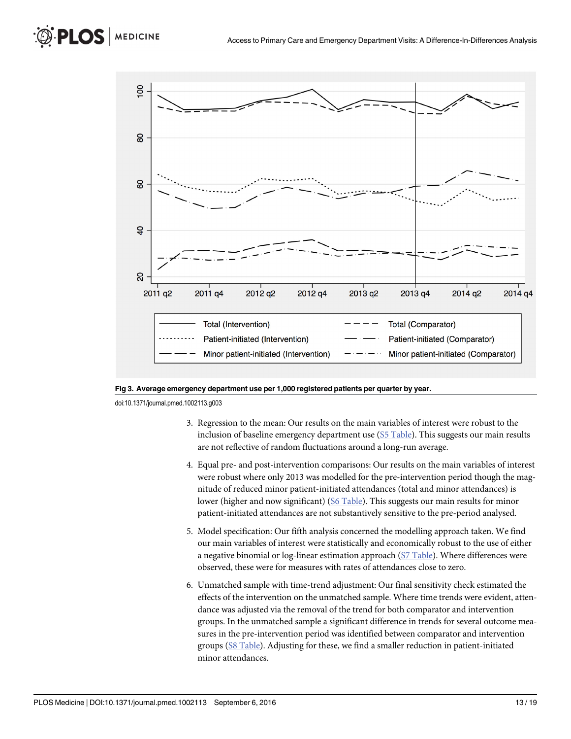**Fig 3. Average emergency department use per 1,000 registered patients per quarter by year.**

doi:10.1371/journal.pmed.1002113.g003

3. Regression to the mean: Our results on the main variables of interest were robust to the inclusion of baseline emergency department use (S5 Table). This suggests our main results are not reflective of random fluctuations around a long-run average.

4. Equal pre- and post-intervention comparisons: Our results on the main variables of interest were robust where only 2013 was modelled for the pre-intervention period though the magnitude of reduced minor patient-initiated attendances (total and minor attendances) is lower (higher and now significant) (S6 Table). This suggests our main results for minor patient-initiated attendances are not substantively sensitive to the pre-period analysed.

5. Model specification: Our fifth analysis concerned the modelling approach taken. We find our main variables of interest were statistically and economically robust to the use of either a negative binomial or log-linear estimation approach (S7 Table). Where differences were observed, these were for measures with rates of attendances close to zero.

6. Unmatched sample with time-trend adjustment: Our final sensitivity check estimated the effects of the intervention on the unmatched sample. Where time trends were evident, attendance was adjusted via the removal of the trend for both comparator and intervention groups. In the unmatched sample a significant difference in trends for several outcome measures in the pre-intervention period was identified between comparator and intervention groups (S8 Table). Adjusting for these, we find a smaller reduction in patient-initiated minor attendances.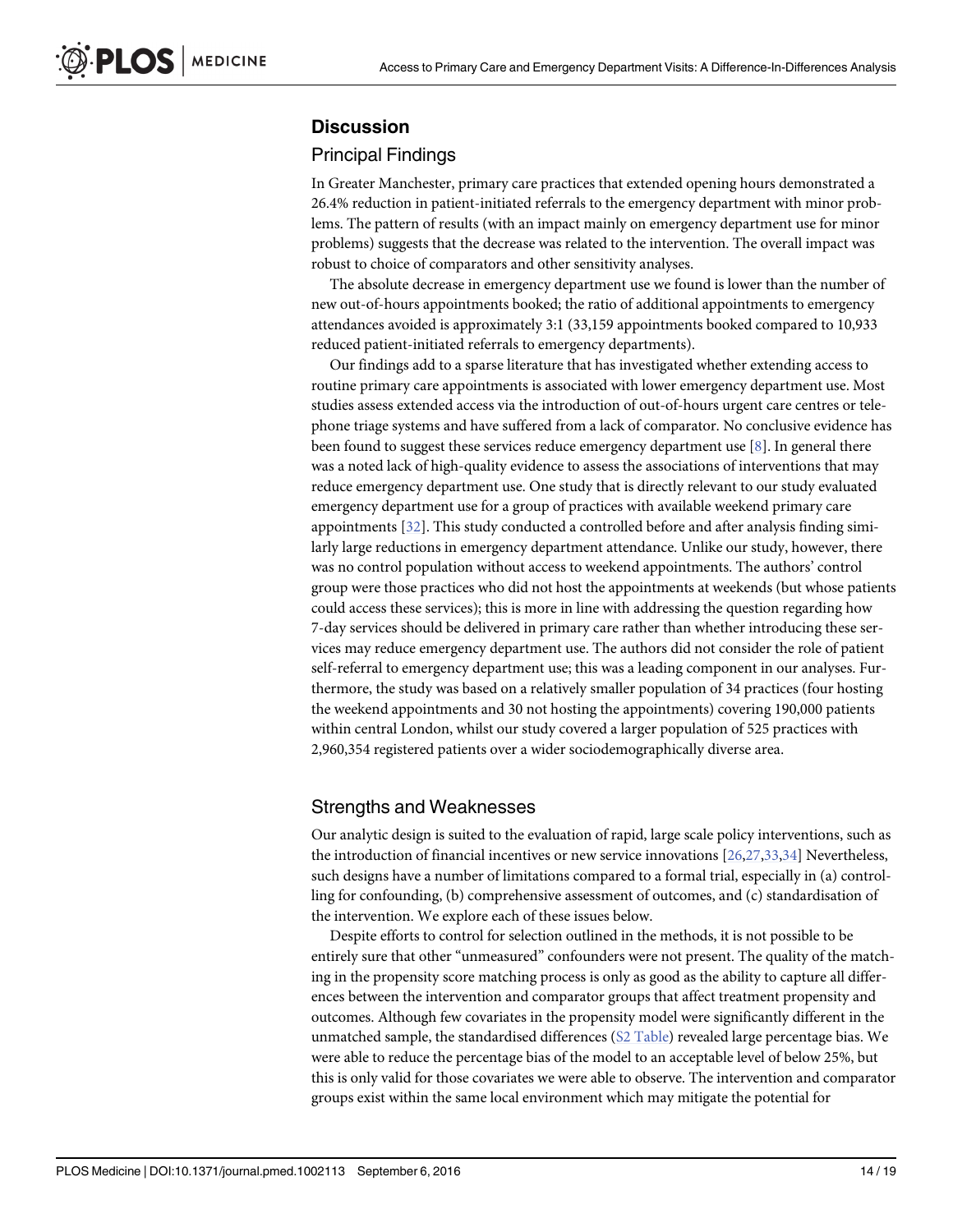## Discussion

### Principal Findings

In Greater Manchester, primary care practices that extended opening hours demonstrated a 26.4% reduction in patient-initiated referrals to the emergency department with minor problems. The pattern of results (with an impact mainly on emergency department use for minor problems) suggests that the decrease was related to the intervention. The overall impact was robust to choice of comparators and other sensitivity analyses.

The absolute decrease in emergency department use we found is lower than the number of new out-of-hours appointments booked; the ratio of additional appointments to emergency attendances avoided is approximately 3:1 (33,159 appointments booked compared to 10,933 reduced patient-initiated referrals to emergency departments).

Our findings add to a sparse literature that has investigated whether extending access to routine primary care appointments is associated with lower emergency department use. Most studies assess extended access via the introduction of out-of-hours urgent care centres or telephone triage systems and have suffered from a lack of comparator. No conclusive evidence has been found to suggest these services reduce emergency department use [8]. In general there was a noted lack of high-quality evidence to assess the associations of interventions that may reduce emergency department use. One study that is directly relevant to our study evaluated emergency department use for a group of practices with available weekend primary care appointments [32]. This study conducted a controlled before and after analysis finding similarly large reductions in emergency department attendance. Unlike our study, however, there was no control population without access to weekend appointments. The authors' control group were those practices who did not host the appointments at weekends (but whose patients could access these services); this is more in line with addressing the question regarding how 7-day services should be delivered in primary care rather than whether introducing these services may reduce emergency department use. The authors did not consider the role of patient self-referral to emergency department use; this was a leading component in our analyses. Furthermore, the study was based on a relatively smaller population of 34 practices (four hosting the weekend appointments and 30 not hosting the appointments) covering 190,000 patients within central London, whilst our study covered a larger population of 525 practices with 2,960,354 registered patients over a wider sociodemographically diverse area.

### Strengths and Weaknesses

Our analytic design is suited to the evaluation of rapid, large scale policy interventions, such as the introduction of financial incentives or new service innovations [26,27,33,34] Nevertheless, such designs have a number of limitations compared to a formal trial, especially in (a) controlling for confounding, (b) comprehensive assessment of outcomes, and (c) standardisation of the intervention. We explore each of these issues below.

Despite efforts to control for selection outlined in the methods, it is not possible to be entirely sure that other "unmeasured" confounders were not present. The quality of the matching in the propensity score matching process is only as good as the ability to capture all differences between the intervention and comparator groups that affect treatment propensity and outcomes. Although few covariates in the propensity model were significantly different in the unmatched sample, the standardised differences (S2 Table) revealed large percentage bias. We were able to reduce the percentage bias of the model to an acceptable level of below 25%, but this is only valid for those covariates we were able to observe. The intervention and comparator groups exist within the same local environment which may mitigate the potential for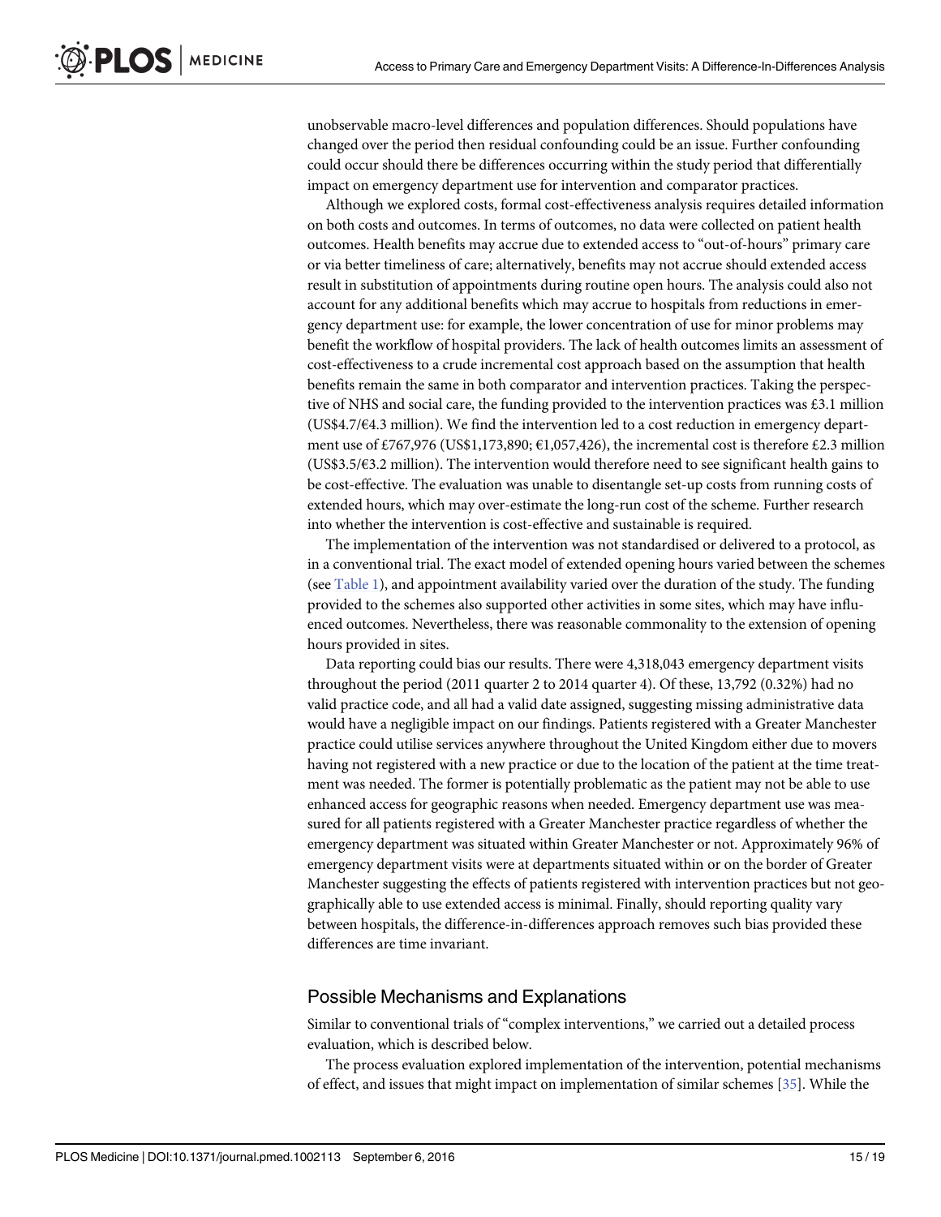unobservable macro-level differences and population differences. Should populations have changed over the period then residual confounding could be an issue. Further confounding could occur should there be differences occurring within the study period that differentially impact on emergency department use for intervention and comparator practices.

Although we explored costs, formal cost-effectiveness analysis requires detailed information on both costs and outcomes. In terms of outcomes, no data were collected on patient health outcomes. Health benefits may accrue due to extended access to "out-of-hours" primary care or via better timeliness of care; alternatively, benefits may not accrue should extended access result in substitution of appointments during routine open hours. The analysis could also not account for any additional benefits which may accrue to hospitals from reductions in emergency department use: for example, the lower concentration of use for minor problems may benefit the workflow of hospital providers. The lack of health outcomes limits an assessment of cost-effectiveness to a crude incremental cost approach based on the assumption that health benefits remain the same in both comparator and intervention practices. Taking the perspective of NHS and social care, the funding provided to the intervention practices was £3.1 million (US$4.7/€4.3 million). We find the intervention led to a cost reduction in emergency department use of £767,976 (US$1,173,890; €1,057,426), the incremental cost is therefore £2.3 million (US$3.5/€3.2 million). The intervention would therefore need to see significant health gains to be cost-effective. The evaluation was unable to disentangle set-up costs from running costs of extended hours, which may over-estimate the long-run cost of the scheme. Further research into whether the intervention is cost-effective and sustainable is required.

The implementation of the intervention was not standardised or delivered to a protocol, as in a conventional trial. The exact model of extended opening hours varied between the schemes (see Table 1), and appointment availability varied over the duration of the study. The funding provided to the schemes also supported other activities in some sites, which may have influenced outcomes. Nevertheless, there was reasonable commonality to the extension of opening hours provided in sites.

Data reporting could bias our results. There were 4,318,043 emergency department visits throughout the period (2011 quarter 2 to 2014 quarter 4). Of these, 13,792 (0.32%) had no valid practice code, and all had a valid date assigned, suggesting missing administrative data would have a negligible impact on our findings. Patients registered with a Greater Manchester practice could utilise services anywhere throughout the United Kingdom either due to movers having not registered with a new practice or due to the location of the patient at the time treatment was needed. The former is potentially problematic as the patient may not be able to use enhanced access for geographic reasons when needed. Emergency department use was measured for all patients registered with a Greater Manchester practice regardless of whether the emergency department was situated within Greater Manchester or not. Approximately 96% of emergency department visits were at departments situated within or on the border of Greater Manchester suggesting the effects of patients registered with intervention practices but not geographically able to use extended access is minimal. Finally, should reporting quality vary between hospitals, the difference-in-differences approach removes such bias provided these differences are time invariant.

## Possible Mechanisms and Explanations

Similar to conventional trials of "complex interventions," we carried out a detailed process evaluation, which is described below.

The process evaluation explored implementation of the intervention, potential mechanisms of effect, and issues that might impact on implementation of similar schemes [35]. While the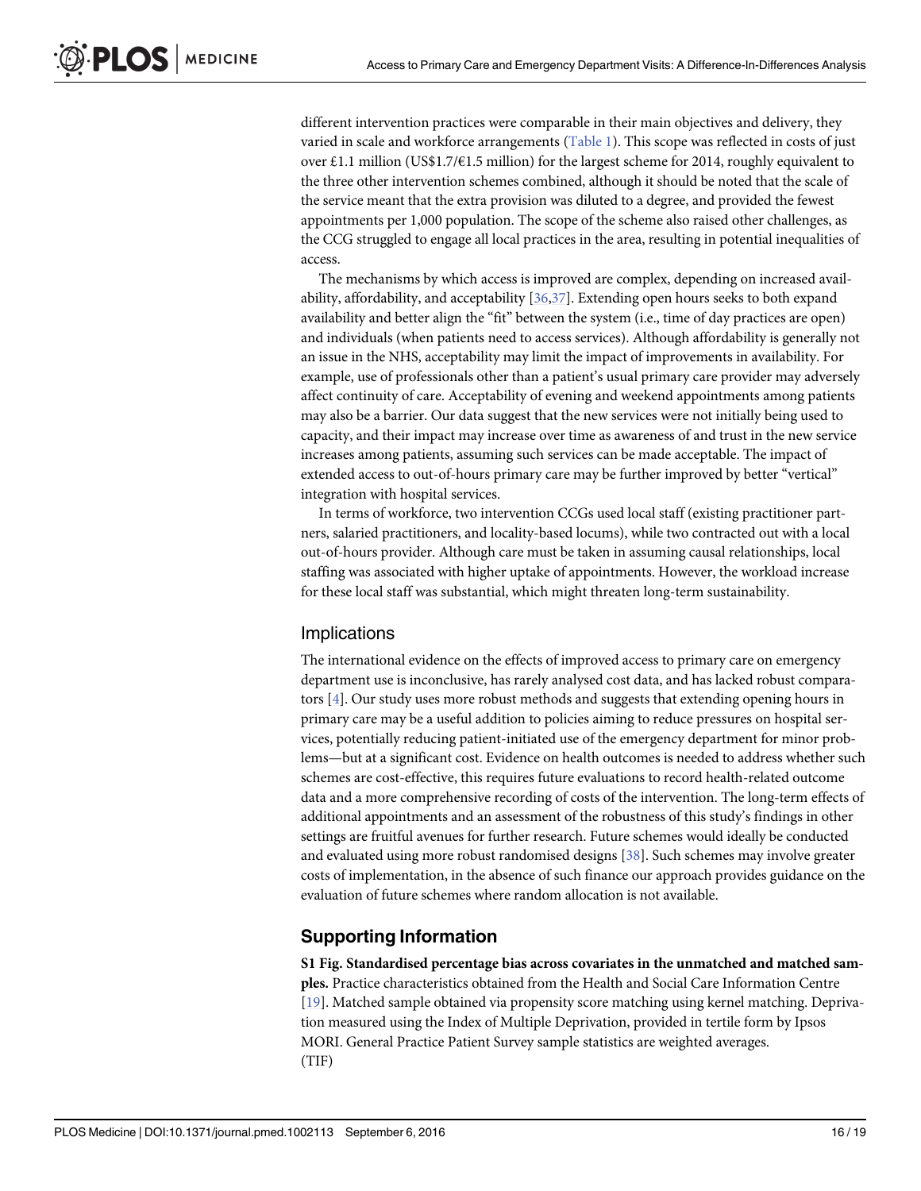different intervention practices were comparable in their main objectives and delivery, they varied in scale and workforce arrangements (Table 1). This scope was reflected in costs of just over £1.1 million (US$1.7/€1.5 million) for the largest scheme for 2014, roughly equivalent to the three other intervention schemes combined, although it should be noted that the scale of the service meant that the extra provision was diluted to a degree, and provided the fewest appointments per 1,000 population. The scope of the scheme also raised other challenges, as the CCG struggled to engage all local practices in the area, resulting in potential inequalities of access.

The mechanisms by which access is improved are complex, depending on increased availability, affordability, and acceptability [36,37]. Extending open hours seeks to both expand availability and better align the "fit" between the system (i.e., time of day practices are open) and individuals (when patients need to access services). Although affordability is generally not an issue in the NHS, acceptability may limit the impact of improvements in availability. For example, use of professionals other than a patient's usual primary care provider may adversely affect continuity of care. Acceptability of evening and weekend appointments among patients may also be a barrier. Our data suggest that the new services were not initially being used to capacity, and their impact may increase over time as awareness of and trust in the new service increases among patients, assuming such services can be made acceptable. The impact of extended access to out-of-hours primary care may be further improved by better "vertical" integration with hospital services.

In terms of workforce, two intervention CCGs used local staff (existing practitioner partners, salaried practitioners, and locality-based locums), while two contracted out with a local out-of-hours provider. Although care must be taken in assuming causal relationships, local staffing was associated with higher uptake of appointments. However, the workload increase for these local staff was substantial, which might threaten long-term sustainability.

## Implications

The international evidence on the effects of improved access to primary care on emergency department use is inconclusive, has rarely analysed cost data, and has lacked robust comparators [4]. Our study uses more robust methods and suggests that extending opening hours in primary care may be a useful addition to policies aiming to reduce pressures on hospital services, potentially reducing patient-initiated use of the emergency department for minor problems—but at a significant cost. Evidence on health outcomes is needed to address whether such schemes are cost-effective, this requires future evaluations to record health-related outcome data and a more comprehensive recording of costs of the intervention. The long-term effects of additional appointments and an assessment of the robustness of this study's findings in other settings are fruitful avenues for further research. Future schemes would ideally be conducted and evaluated using more robust randomised designs [38]. Such schemes may involve greater costs of implementation, in the absence of such finance our approach provides guidance on the evaluation of future schemes where random allocation is not available.

# Supporting Information

**S1 Fig. Standardised percentage bias across covariates in the unmatched and matched samples.** Practice characteristics obtained from the Health and Social Care Information Centre [19]. Matched sample obtained via propensity score matching using kernel matching. Deprivation measured using the Index of Multiple Deprivation, provided in tertile form by Ipsos MORI. General Practice Patient Survey sample statistics are weighted averages.
(TIF)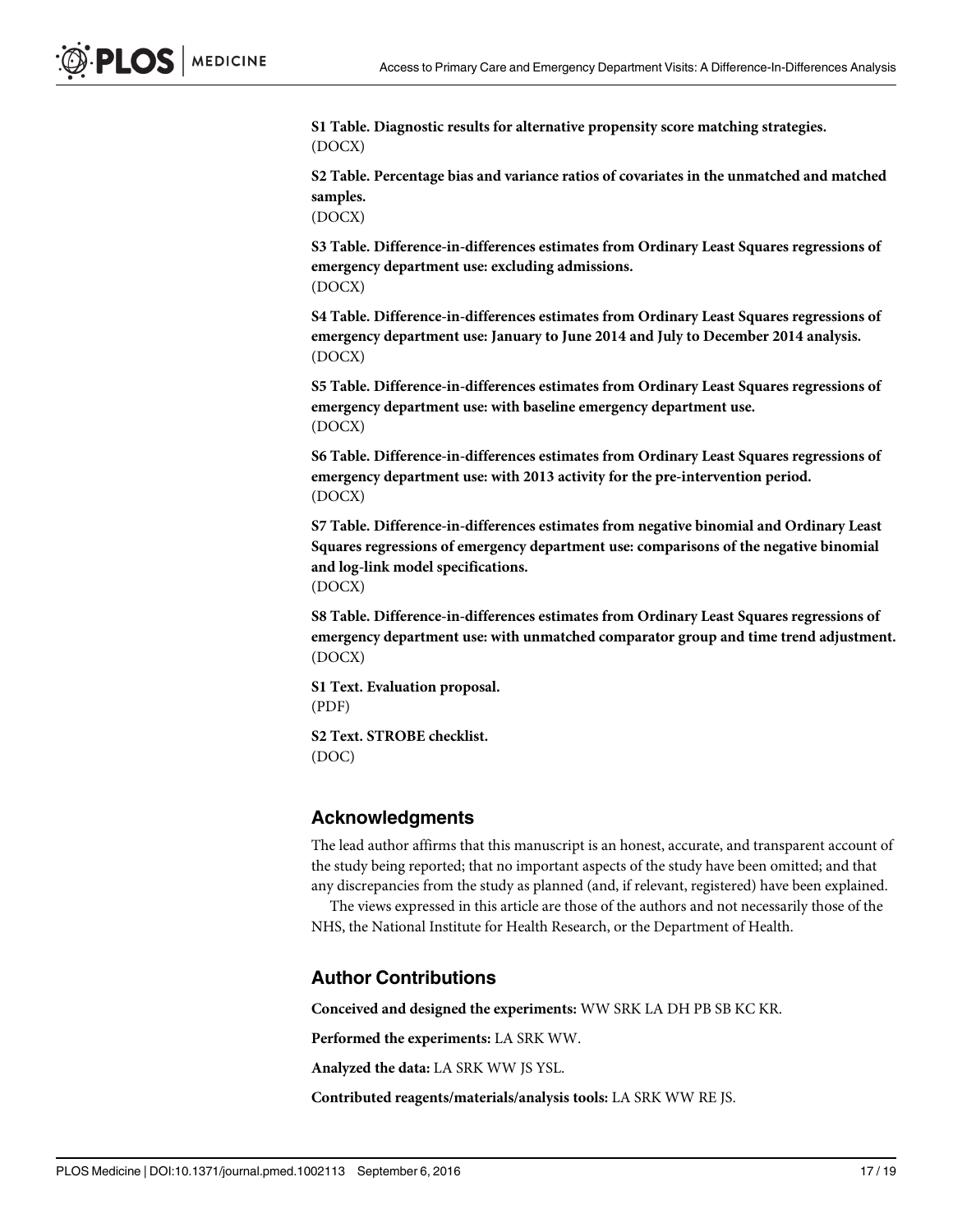**S1 Table. Diagnostic results for alternative propensity score matching strategies.**
(DOCX)

**S2 Table. Percentage bias and variance ratios of covariates in the unmatched and matched samples.**
(DOCX)

**S3 Table. Difference-in-differences estimates from Ordinary Least Squares regressions of emergency department use: excluding admissions.**
(DOCX)

**S4 Table. Difference-in-differences estimates from Ordinary Least Squares regressions of emergency department use: January to June 2014 and July to December 2014 analysis.**
(DOCX)

**S5 Table. Difference-in-differences estimates from Ordinary Least Squares regressions of emergency department use: with baseline emergency department use.**
(DOCX)

**S6 Table. Difference-in-differences estimates from Ordinary Least Squares regressions of emergency department use: with 2013 activity for the pre-intervention period.**
(DOCX)

**S7 Table. Difference-in-differences estimates from negative binomial and Ordinary Least Squares regressions of emergency department use: comparisons of the negative binomial and log-link model specifications.**
(DOCX)

**S8 Table. Difference-in-differences estimates from Ordinary Least Squares regressions of emergency department use: with unmatched comparator group and time trend adjustment.**
(DOCX)

**S1 Text. Evaluation proposal.**
(PDF)

**S2 Text. STROBE checklist.**
(DOC)

## Acknowledgments

The lead author affirms that this manuscript is an honest, accurate, and transparent account of the study being reported; that no important aspects of the study have been omitted; and that any discrepancies from the study as planned (and, if relevant, registered) have been explained.

The views expressed in this article are those of the authors and not necessarily those of the NHS, the National Institute for Health Research, or the Department of Health.

## Author Contributions

**Conceived and designed the experiments:** WW SRK LA DH PB SB KC KR.

**Performed the experiments:** LA SRK WW.

**Analyzed the data:** LA SRK WW JS YSL.

**Contributed reagents/materials/analysis tools:** LA SRK WW RE JS.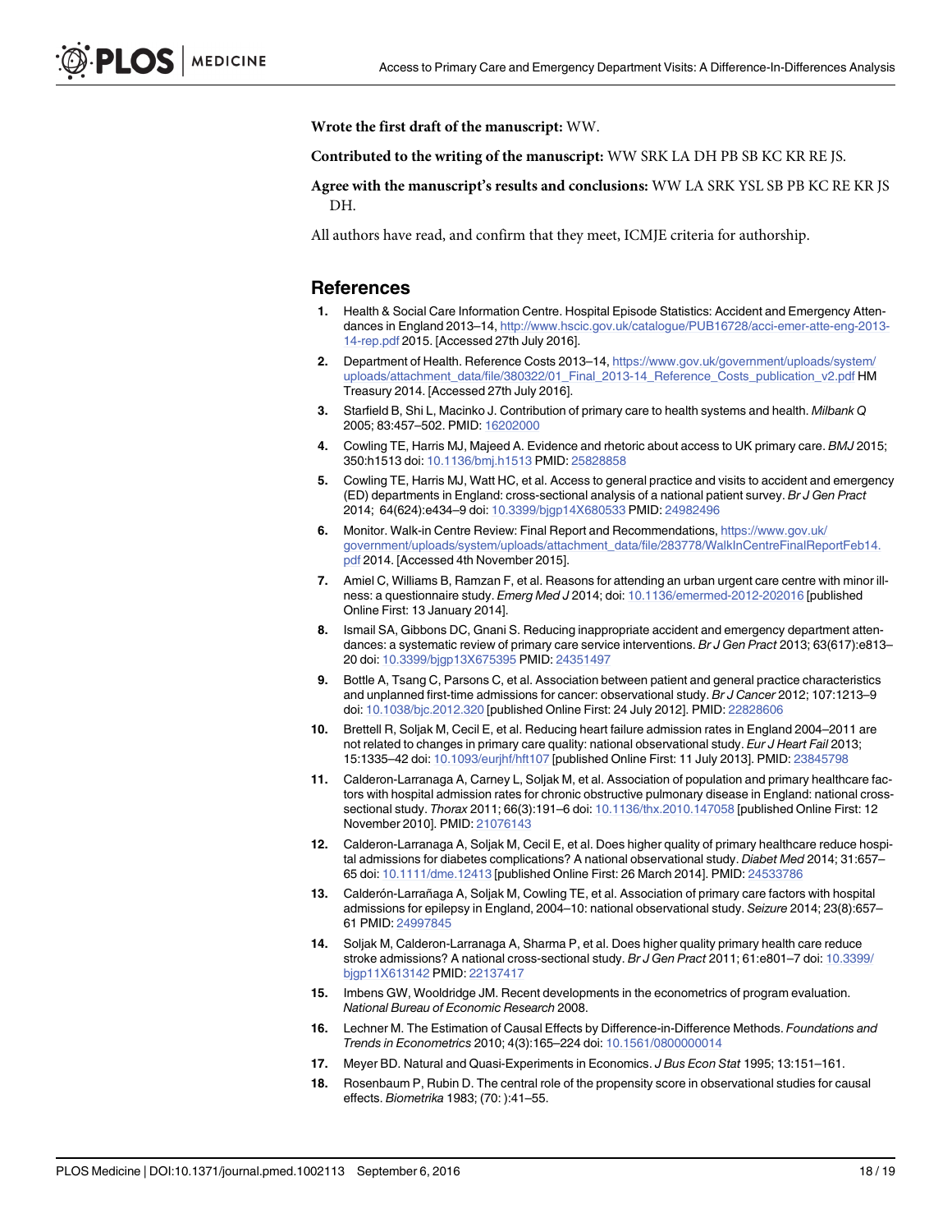**Wrote the first draft of the manuscript:** WW.

**Contributed to the writing of the manuscript:** WW SRK LA DH PB SB KC KR RE JS.

**Agree with the manuscript's results and conclusions:** WW LA SRK YSL SB PB KC RE KR JS DH.

All authors have read, and confirm that they meet, ICMJE criteria for authorship.

## References

1. Health & Social Care Information Centre. Hospital Episode Statistics: Accident and Emergency Attendances in England 2013–14, http://www.hscic.gov.uk/catalogue/PUB16728/acci-emer-atte-eng-2013-14-rep.pdf 2015. [Accessed 27th July 2016].
2. Department of Health. Reference Costs 2013–14, https://www.gov.uk/government/uploads/system/uploads/attachment_data/file/380322/01_Final_2013-14_Reference_Costs_publication_v2.pdf HM Treasury 2014. [Accessed 27th July 2016].
3. Starfield B, Shi L, Macinko J. Contribution of primary care to health systems and health. *Milbank Q* 2005; 83:457–502. PMID: 16202000
4. Cowling TE, Harris MJ, Majeed A. Evidence and rhetoric about access to UK primary care. *BMJ* 2015; 350:h1513 doi: 10.1136/bmj.h1513 PMID: 25828858
5. Cowling TE, Harris MJ, Watt HC, et al. Access to general practice and visits to accident and emergency (ED) departments in England: cross-sectional analysis of a national patient survey. *Br J Gen Pract* 2014; 64(624):e434–9 doi: 10.3399/bjgp14X680533 PMID: 24982496
6. Monitor. Walk-in Centre Review: Final Report and Recommendations, https://www.gov.uk/government/uploads/system/uploads/attachment_data/file/283778/WalkInCentreFinalReportFeb14.pdf 2014. [Accessed 4th November 2015].
7. Amiel C, Williams B, Ramzan F, et al. Reasons for attending an urban urgent care centre with minor illness: a questionnaire study. *Emerg Med J* 2014; doi: 10.1136/emermed-2012-202016 [published Online First: 13 January 2014].
8. Ismail SA, Gibbons DC, Gnani S. Reducing inappropriate accident and emergency department attendances: a systematic review of primary care service interventions. *Br J Gen Pract* 2013; 63(617):e813–20 doi: 10.3399/bjgp13X675395 PMID: 24351497
9. Bottle A, Tsang C, Parsons C, et al. Association between patient and general practice characteristics and unplanned first-time admissions for cancer: observational study. *Br J Cancer* 2012; 107:1213–9 doi: 10.1038/bjc.2012.320 [published Online First: 24 July 2012]. PMID: 22828606
10. Brettell R, Soljak M, Cecil E, et al. Reducing heart failure admission rates in England 2004–2011 are not related to changes in primary care quality: national observational study. *Eur J Heart Fail* 2013; 15:1335–42 doi: 10.1093/eurjhf/hft107 [published Online First: 11 July 2013]. PMID: 23845798
11. Calderon-Larranaga A, Carney L, Soljak M, et al. Association of population and primary healthcare factors with hospital admission rates for chronic obstructive pulmonary disease in England: national cross-sectional study. *Thorax* 2011; 66(3):191–6 doi: 10.1136/thx.2010.147058 [published Online First: 12 November 2010]. PMID: 21076143
12. Calderon-Larranaga A, Soljak M, Cecil E, et al. Does higher quality of primary healthcare reduce hospital admissions for diabetes complications? A national observational study. *Diabet Med* 2014; 31:657–65 doi: 10.1111/dme.12413 [published Online First: 26 March 2014]. PMID: 24533786
13. Calderón-Larrañaga A, Soljak M, Cowling TE, et al. Association of primary care factors with hospital admissions for epilepsy in England, 2004–10: national observational study. *Seizure* 2014; 23(8):657–61 PMID: 24997845
14. Soljak M, Calderon-Larranaga A, Sharma P, et al. Does higher quality primary health care reduce stroke admissions? A national cross-sectional study. *Br J Gen Pract* 2011; 61:e801–7 doi: 10.3399/bjgp11X613142 PMID: 22137417
15. Imbens GW, Wooldridge JM. Recent developments in the econometrics of program evaluation. *National Bureau of Economic Research* 2008.
16. Lechner M. The Estimation of Causal Effects by Difference-in-Difference Methods. *Foundations and Trends in Econometrics* 2010; 4(3):165–224 doi: 10.1561/0800000014
17. Meyer BD. Natural and Quasi-Experiments in Economics. *J Bus Econ Stat* 1995; 13:151–161.
18. Rosenbaum P, Rubin D. The central role of the propensity score in observational studies for causal effects. *Biometrika* 1983; (70: ):41–55.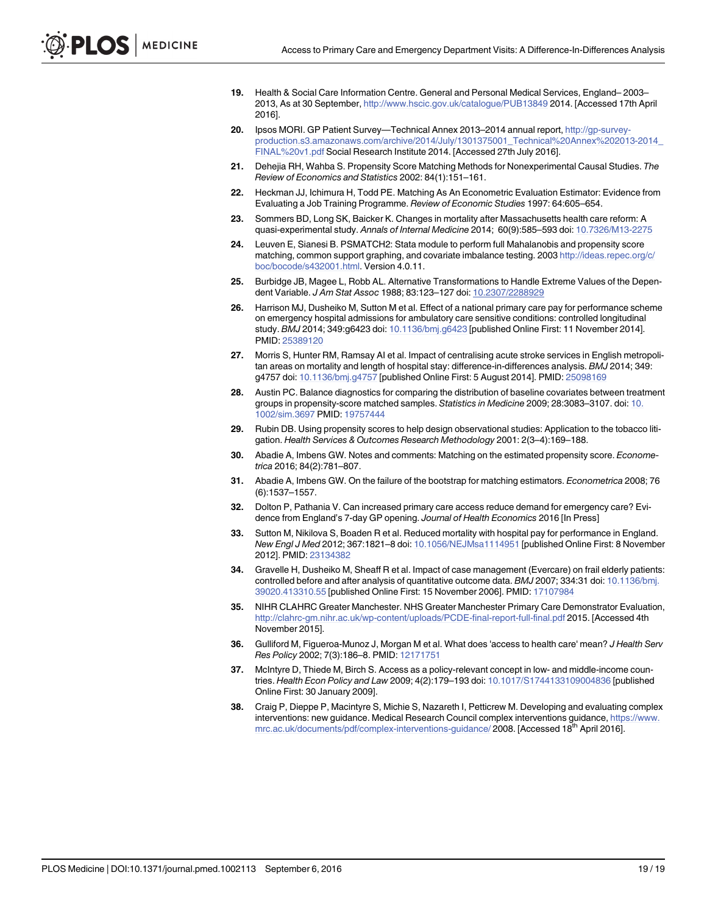19. Health & Social Care Information Centre. General and Personal Medical Services, England– 2003–2013, As at 30 September, http://www.hscic.gov.uk/catalogue/PUB13849 2014. [Accessed 17th April 2016].

20. Ipsos MORI. GP Patient Survey—Technical Annex 2013–2014 annual report, http://gp-survey-production.s3.amazonaws.com/archive/2014/July/1301375001_Technical%20Annex%202013-2014_FINAL%20v1.pdf Social Research Institute 2014. [Accessed 27th July 2016].

21. Dehejia RH, Wahba S. Propensity Score Matching Methods for Nonexperimental Causal Studies. *The Review of Economics and Statistics* 2002: 84(1):151–161.

22. Heckman JJ, Ichimura H, Todd PE. Matching As An Econometric Evaluation Estimator: Evidence from Evaluating a Job Training Programme. *Review of Economic Studies* 1997: 64:605–654.

23. Sommers BD, Long SK, Baicker K. Changes in mortality after Massachusetts health care reform: A quasi-experimental study. *Annals of Internal Medicine* 2014; 60(9):585–593 doi: 10.7326/M13-2275

24. Leuven E, Sianesi B. PSMATCH2: Stata module to perform full Mahalanobis and propensity score matching, common support graphing, and covariate imbalance testing. 2003 http://ideas.repec.org/c/boc/bocode/s432001.html. Version 4.0.11.

25. Burbidge JB, Magee L, Robb AL. Alternative Transformations to Handle Extreme Values of the Dependent Variable. *J Am Stat Assoc* 1988; 83:123–127 doi: 10.2307/2288929

26. Harrison MJ, Dusheiko M, Sutton M et al. Effect of a national primary care pay for performance scheme on emergency hospital admissions for ambulatory care sensitive conditions: controlled longitudinal study. *BMJ* 2014; 349:g6423 doi: 10.1136/bmj.g6423 [published Online First: 11 November 2014]. PMID: 25389120

27. Morris S, Hunter RM, Ramsay AI et al. Impact of centralising acute stroke services in English metropolitan areas on mortality and length of hospital stay: difference-in-differences analysis. *BMJ* 2014; 349: g4757 doi: 10.1136/bmj.g4757 [published Online First: 5 August 2014]. PMID: 25098169

28. Austin PC. Balance diagnostics for comparing the distribution of baseline covariates between treatment groups in propensity-score matched samples. *Statistics in Medicine* 2009; 28:3083–3107. doi: 10.1002/sim.3697 PMID: 19757444

29. Rubin DB. Using propensity scores to help design observational studies: Application to the tobacco litigation. *Health Services & Outcomes Research Methodology* 2001: 2(3–4):169–188.

30. Abadie A, Imbens GW. Notes and comments: Matching on the estimated propensity score. *Econometrica* 2016; 84(2):781–807.

31. Abadie A, Imbens GW. On the failure of the bootstrap for matching estimators. *Econometrica* 2008; 76 (6):1537–1557.

32. Dolton P, Pathania V. Can increased primary care access reduce demand for emergency care? Evidence from England's 7-day GP opening. *Journal of Health Economics* 2016 [In Press]

33. Sutton M, Nikilova S, Boaden R et al. Reduced mortality with hospital pay for performance in England. *New Engl J Med* 2012; 367:1821–8 doi: 10.1056/NEJMsa1114951 [published Online First: 8 November 2012]. PMID: 23134382

34. Gravelle H, Dusheiko M, Sheaff R et al. Impact of case management (Evercare) on frail elderly patients: controlled before and after analysis of quantitative outcome data. *BMJ* 2007; 334:31 doi: 10.1136/bmj.39020.413310.55 [published Online First: 15 November 2006]. PMID: 17107984

35. NIHR CLAHRC Greater Manchester. NHS Greater Manchester Primary Care Demonstrator Evaluation, http://clahrc-gm.nihr.ac.uk/wp-content/uploads/PCDE-final-report-full-final.pdf 2015. [Accessed 4th November 2015].

36. Gulliford M, Figueroa-Munoz J, Morgan M et al. What does 'access to health care' mean? *J Health Serv Res Policy* 2002; 7(3):186–8. PMID: 12171751

37. McIntyre D, Thiede M, Birch S. Access as a policy-relevant concept in low- and middle-income countries. *Health Econ Policy and Law* 2009; 4(2):179–193 doi: 10.1017/S1744133109004836 [published Online First: 30 January 2009].

38. Craig P, Dieppe P, Macintyre S, Michie S, Nazareth I, Petticrew M. Developing and evaluating complex interventions: new guidance. Medical Research Council complex interventions guidance, https://www.mrc.ac.uk/documents/pdf/complex-interventions-guidance/ 2008. [Accessed 18th April 2016].